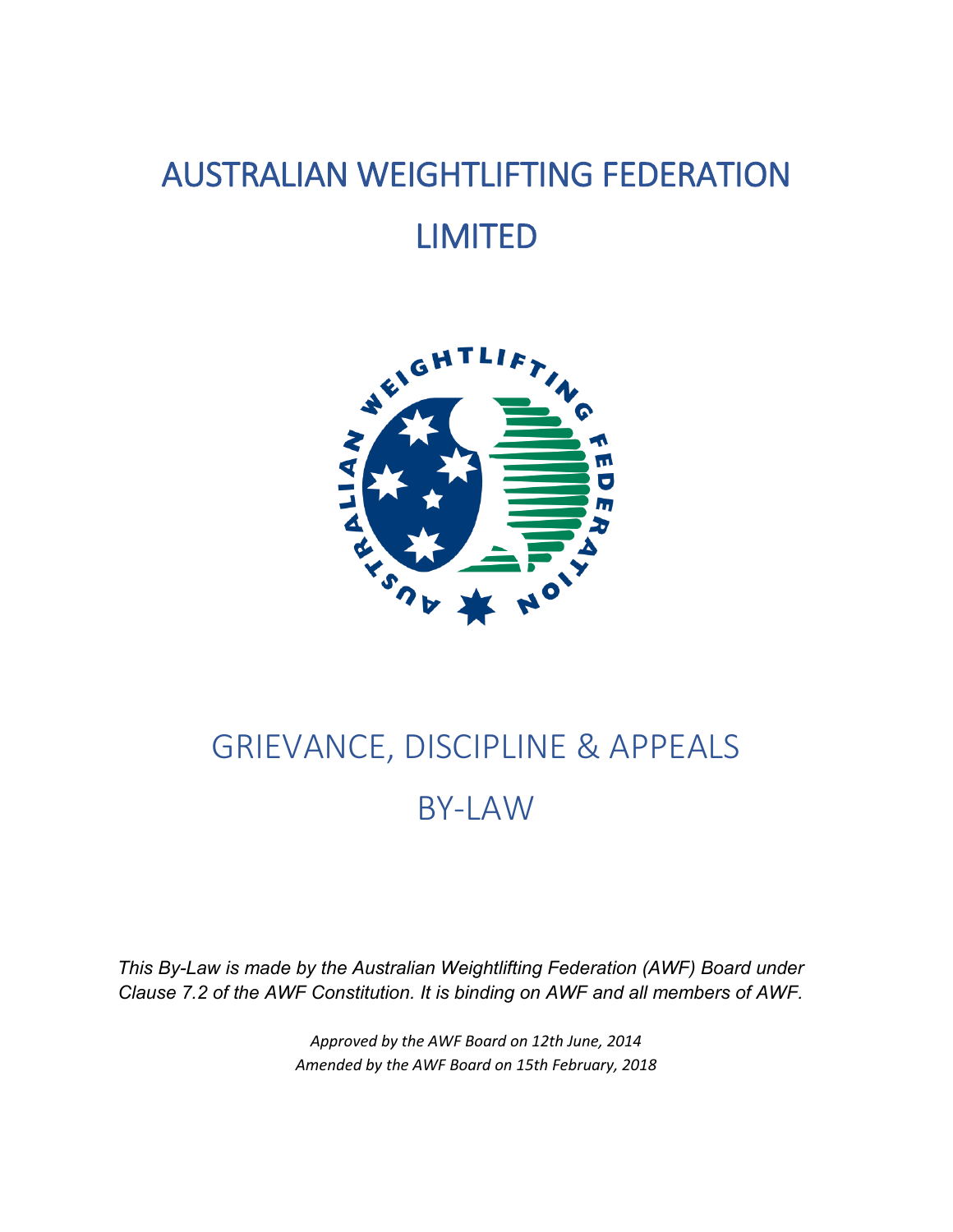# AUSTRALIAN WEIGHTLIFTING FEDERATION LIMITED

# GRIEVANCE, DISCIPLINE & APPEALS BY-LAW

*This By-Law is made by the Australian Weightlifting Federation (AWF) Board under Clause 7.2 of the AWF Constitution. It is binding on AWF and all members of AWF.*

*Approved by the AWF Board on 12th June, 2014*
*Amended by the AWF Board on 15th February, 2018*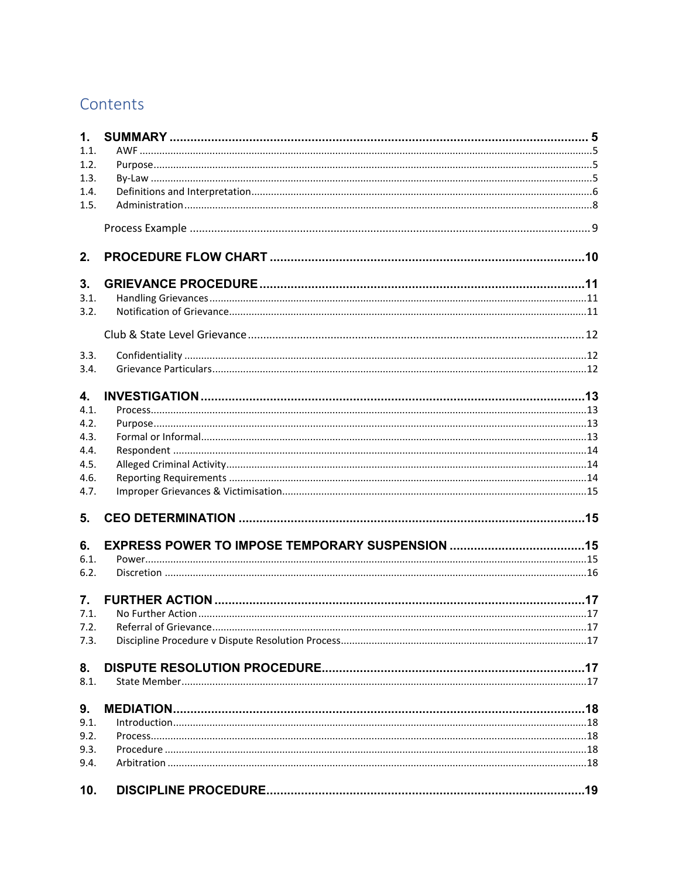# Contents

**1. SUMMARY** ..... **5**

1.1. AWF ..... 5

1.2. Purpose ..... 5

1.3. By-Law ..... 5

1.4. Definitions and Interpretation ..... 6

1.5. Administration ..... 8

Process Example ..... 9

**2. PROCEDURE FLOW CHART** ..... **10**

**3. GRIEVANCE PROCEDURE** ..... **11**

3.1. Handling Grievances ..... 11

3.2. Notification of Grievance ..... 11

Club & State Level Grievance ..... 12

3.3. Confidentiality ..... 12

3.4. Grievance Particulars ..... 12

**4. INVESTIGATION** ..... **13**

4.1. Process ..... 13

4.2. Purpose ..... 13

4.3. Formal or Informal ..... 13

4.4. Respondent ..... 14

4.5. Alleged Criminal Activity ..... 14

4.6. Reporting Requirements ..... 14

4.7. Improper Grievances & Victimisation ..... 15

**5. CEO DETERMINATION** ..... **15**

**6. EXPRESS POWER TO IMPOSE TEMPORARY SUSPENSION** ..... **15**

6.1. Power ..... 15

6.2. Discretion ..... 16

**7. FURTHER ACTION** ..... **17**

7.1. No Further Action ..... 17

7.2. Referral of Grievance ..... 17

7.3. Discipline Procedure v Dispute Resolution Process ..... 17

**8. DISPUTE RESOLUTION PROCEDURE** ..... **17**

8.1. State Member ..... 17

**9. MEDIATION** ..... **18**

9.1. Introduction ..... 18

9.2. Process ..... 18

9.3. Procedure ..... 18

9.4. Arbitration ..... 18

**10. DISCIPLINE PROCEDURE** ..... **19**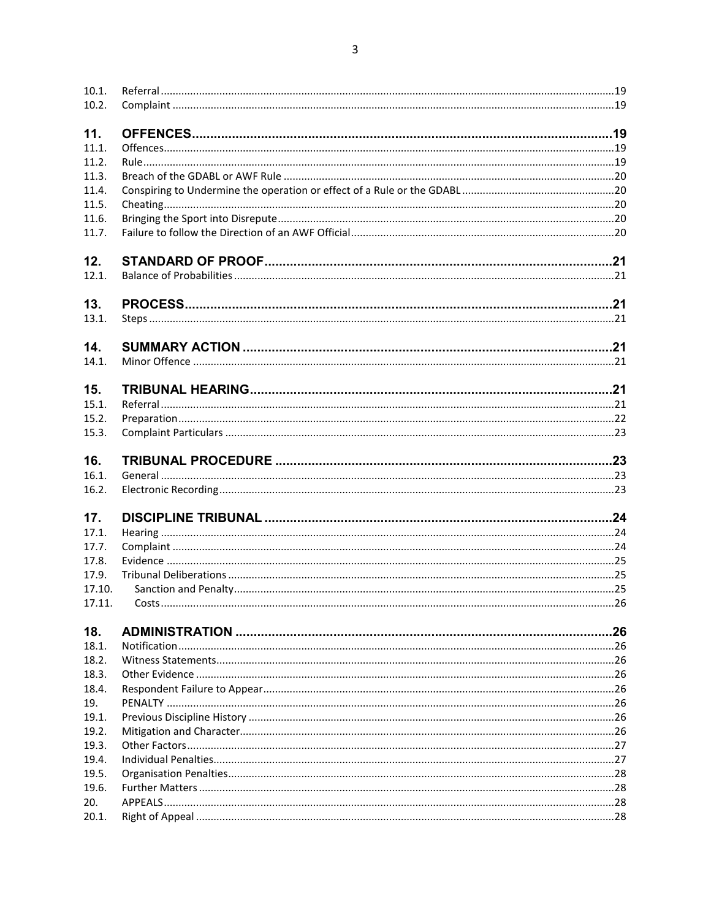| | | |
|---|---|---|
| 10.1. | Referral | 19 |
| 10.2. | Complaint | 19 |
| **11.** | **OFFENCES** | **19** |
| 11.1. | Offences | 19 |
| 11.2. | Rule | 19 |
| 11.3. | Breach of the GDABL or AWF Rule | 20 |
| 11.4. | Conspiring to Undermine the operation or effect of a Rule or the GDABL | 20 |
| 11.5. | Cheating | 20 |
| 11.6. | Bringing the Sport into Disrepute | 20 |
| 11.7. | Failure to follow the Direction of an AWF Official | 20 |
| **12.** | **STANDARD OF PROOF** | **21** |
| 12.1. | Balance of Probabilities | 21 |
| **13.** | **PROCESS** | **21** |
| 13.1. | Steps | 21 |
| **14.** | **SUMMARY ACTION** | **21** |
| 14.1. | Minor Offence | 21 |
| **15.** | **TRIBUNAL HEARING** | **21** |
| 15.1. | Referral | 21 |
| 15.2. | Preparation | 22 |
| 15.3. | Complaint Particulars | 23 |
| **16.** | **TRIBUNAL PROCEDURE** | **23** |
| 16.1. | General | 23 |
| 16.2. | Electronic Recording | 23 |
| **17.** | **DISCIPLINE TRIBUNAL** | **24** |
| 17.1. | Hearing | 24 |
| 17.7. | Complaint | 24 |
| 17.8. | Evidence | 25 |
| 17.9. | Tribunal Deliberations | 25 |
| 17.10. | Sanction and Penalty | 25 |
| 17.11. | Costs | 26 |
| **18.** | **ADMINISTRATION** | **26** |
| 18.1. | Notification | 26 |
| 18.2. | Witness Statements | 26 |
| 18.3. | Other Evidence | 26 |
| 18.4. | Respondent Failure to Appear | 26 |
| 19. | PENALTY | 26 |
| 19.1. | Previous Discipline History | 26 |
| 19.2. | Mitigation and Character | 26 |
| 19.3. | Other Factors | 27 |
| 19.4. | Individual Penalties | 27 |
| 19.5. | Organisation Penalties | 28 |
| 19.6. | Further Matters | 28 |
| 20. | APPEALS | 28 |
| 20.1. | Right of Appeal | 28 |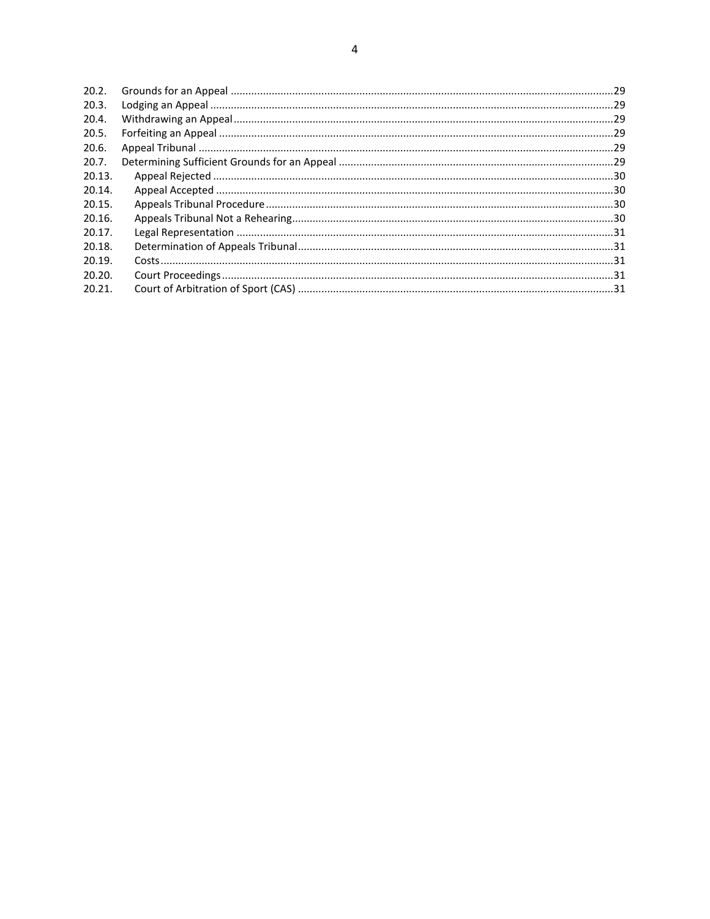| | | |
|---|---|---|
| 20.2. | Grounds for an Appeal | 29 |
| 20.3. | Lodging an Appeal | 29 |
| 20.4. | Withdrawing an Appeal | 29 |
| 20.5. | Forfeiting an Appeal | 29 |
| 20.6. | Appeal Tribunal | 29 |
| 20.7. | Determining Sufficient Grounds for an Appeal | 29 |
| 20.13. | Appeal Rejected | 30 |
| 20.14. | Appeal Accepted | 30 |
| 20.15. | Appeals Tribunal Procedure | 30 |
| 20.16. | Appeals Tribunal Not a Rehearing | 30 |
| 20.17. | Legal Representation | 31 |
| 20.18. | Determination of Appeals Tribunal | 31 |
| 20.19. | Costs | 31 |
| 20.20. | Court Proceedings | 31 |
| 20.21. | Court of Arbitration of Sport (CAS) | 31 |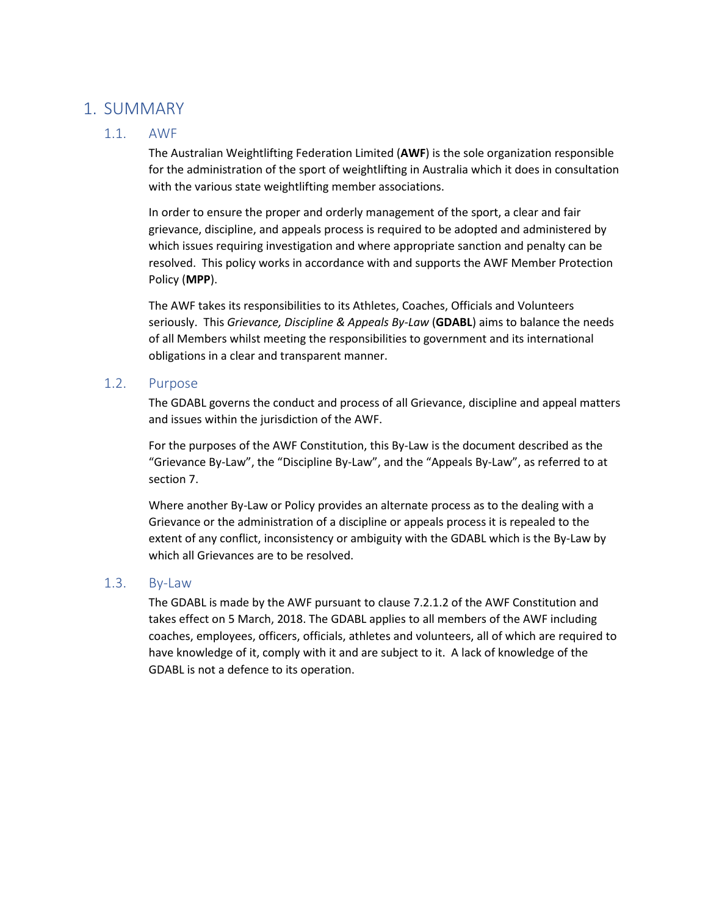# 1. SUMMARY

## 1.1. AWF

The Australian Weightlifting Federation Limited (**AWF**) is the sole organization responsible for the administration of the sport of weightlifting in Australia which it does in consultation with the various state weightlifting member associations.

In order to ensure the proper and orderly management of the sport, a clear and fair grievance, discipline, and appeals process is required to be adopted and administered by which issues requiring investigation and where appropriate sanction and penalty can be resolved. This policy works in accordance with and supports the AWF Member Protection Policy (**MPP**).

The AWF takes its responsibilities to its Athletes, Coaches, Officials and Volunteers seriously. This *Grievance, Discipline & Appeals By-Law* (**GDABL**) aims to balance the needs of all Members whilst meeting the responsibilities to government and its international obligations in a clear and transparent manner.

## 1.2. Purpose

The GDABL governs the conduct and process of all Grievance, discipline and appeal matters and issues within the jurisdiction of the AWF.

For the purposes of the AWF Constitution, this By-Law is the document described as the "Grievance By-Law", the "Discipline By-Law", and the "Appeals By-Law", as referred to at section 7.

Where another By-Law or Policy provides an alternate process as to the dealing with a Grievance or the administration of a discipline or appeals process it is repealed to the extent of any conflict, inconsistency or ambiguity with the GDABL which is the By-Law by which all Grievances are to be resolved.

## 1.3. By-Law

The GDABL is made by the AWF pursuant to clause 7.2.1.2 of the AWF Constitution and takes effect on 5 March, 2018. The GDABL applies to all members of the AWF including coaches, employees, officers, officials, athletes and volunteers, all of which are required to have knowledge of it, comply with it and are subject to it. A lack of knowledge of the GDABL is not a defence to its operation.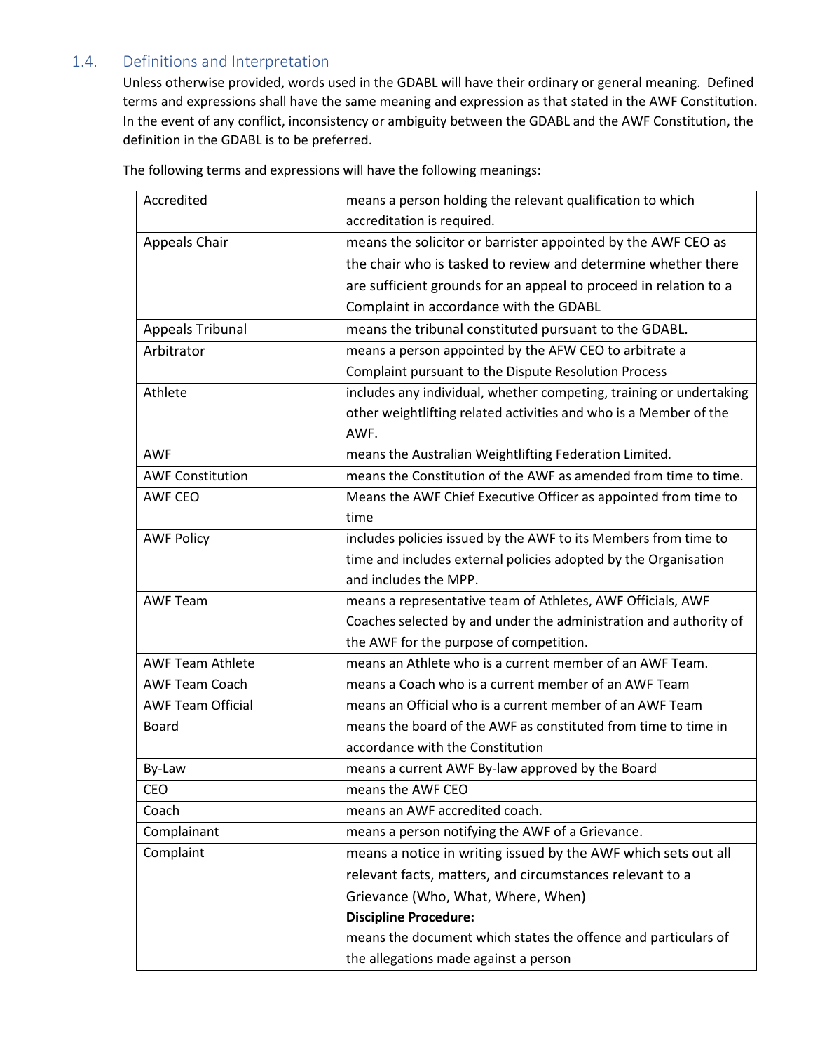## 1.4. Definitions and Interpretation

Unless otherwise provided, words used in the GDABL will have their ordinary or general meaning. Defined terms and expressions shall have the same meaning and expression as that stated in the AWF Constitution. In the event of any conflict, inconsistency or ambiguity between the GDABL and the AWF Constitution, the definition in the GDABL is to be preferred.

The following terms and expressions will have the following meanings:

| | |
|---|---|
| Accredited | means a person holding the relevant qualification to which accreditation is required. |
| Appeals Chair | means the solicitor or barrister appointed by the AWF CEO as the chair who is tasked to review and determine whether there are sufficient grounds for an appeal to proceed in relation to a Complaint in accordance with the GDABL |
| Appeals Tribunal | means the tribunal constituted pursuant to the GDABL. |
| Arbitrator | means a person appointed by the AFW CEO to arbitrate a Complaint pursuant to the Dispute Resolution Process |
| Athlete | includes any individual, whether competing, training or undertaking other weightlifting related activities and who is a Member of the AWF. |
| AWF | means the Australian Weightlifting Federation Limited. |
| AWF Constitution | means the Constitution of the AWF as amended from time to time. |
| AWF CEO | Means the AWF Chief Executive Officer as appointed from time to time |
| AWF Policy | includes policies issued by the AWF to its Members from time to time and includes external policies adopted by the Organisation and includes the MPP. |
| AWF Team | means a representative team of Athletes, AWF Officials, AWF Coaches selected by and under the administration and authority of the AWF for the purpose of competition. |
| AWF Team Athlete | means an Athlete who is a current member of an AWF Team. |
| AWF Team Coach | means a Coach who is a current member of an AWF Team |
| AWF Team Official | means an Official who is a current member of an AWF Team |
| Board | means the board of the AWF as constituted from time to time in accordance with the Constitution |
| By-Law | means a current AWF By-law approved by the Board |
| CEO | means the AWF CEO |
| Coach | means an AWF accredited coach. |
| Complainant | means a person notifying the AWF of a Grievance. |
| Complaint | means a notice in writing issued by the AWF which sets out all relevant facts, matters, and circumstances relevant to a Grievance (Who, What, Where, When)<br>**Discipline Procedure:**<br>means the document which states the offence and particulars of the allegations made against a person |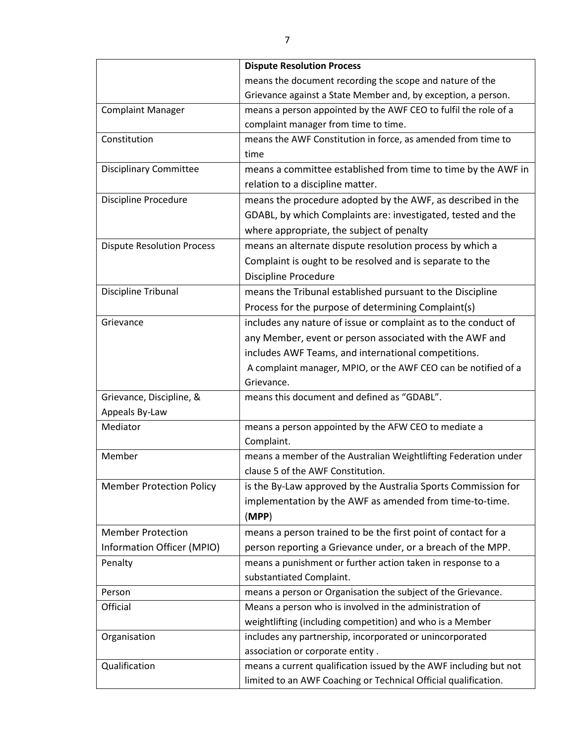| | |
|---|---|
| | **Dispute Resolution Process** means the document recording the scope and nature of the Grievance against a State Member and, by exception, a person. |
| Complaint Manager | means a person appointed by the AWF CEO to fulfil the role of a complaint manager from time to time. |
| Constitution | means the AWF Constitution in force, as amended from time to time |
| Disciplinary Committee | means a committee established from time to time by the AWF in relation to a discipline matter. |
| Discipline Procedure | means the procedure adopted by the AWF, as described in the GDABL, by which Complaints are: investigated, tested and the where appropriate, the subject of penalty |
| Dispute Resolution Process | means an alternate dispute resolution process by which a Complaint is ought to be resolved and is separate to the Discipline Procedure |
| Discipline Tribunal | means the Tribunal established pursuant to the Discipline Process for the purpose of determining Complaint(s) |
| Grievance | includes any nature of issue or complaint as to the conduct of any Member, event or person associated with the AWF and includes AWF Teams, and international competitions. A complaint manager, MPIO, or the AWF CEO can be notified of a Grievance. |
| Grievance, Discipline, & Appeals By-Law | means this document and defined as "GDABL". |
| Mediator | means a person appointed by the AFW CEO to mediate a Complaint. |
| Member | means a member of the Australian Weightlifting Federation under clause 5 of the AWF Constitution. |
| Member Protection Policy | is the By-Law approved by the Australia Sports Commission for implementation by the AWF as amended from time-to-time. (**MPP**) |
| Member Protection Information Officer (MPIO) | means a person trained to be the first point of contact for a person reporting a Grievance under, or a breach of the MPP. |
| Penalty | means a punishment or further action taken in response to a substantiated Complaint. |
| Person | means a person or Organisation the subject of the Grievance. |
| Official | Means a person who is involved in the administration of weightlifting (including competition) and who is a Member |
| Organisation | includes any partnership, incorporated or unincorporated association or corporate entity . |
| Qualification | means a current qualification issued by the AWF including but not limited to an AWF Coaching or Technical Official qualification. |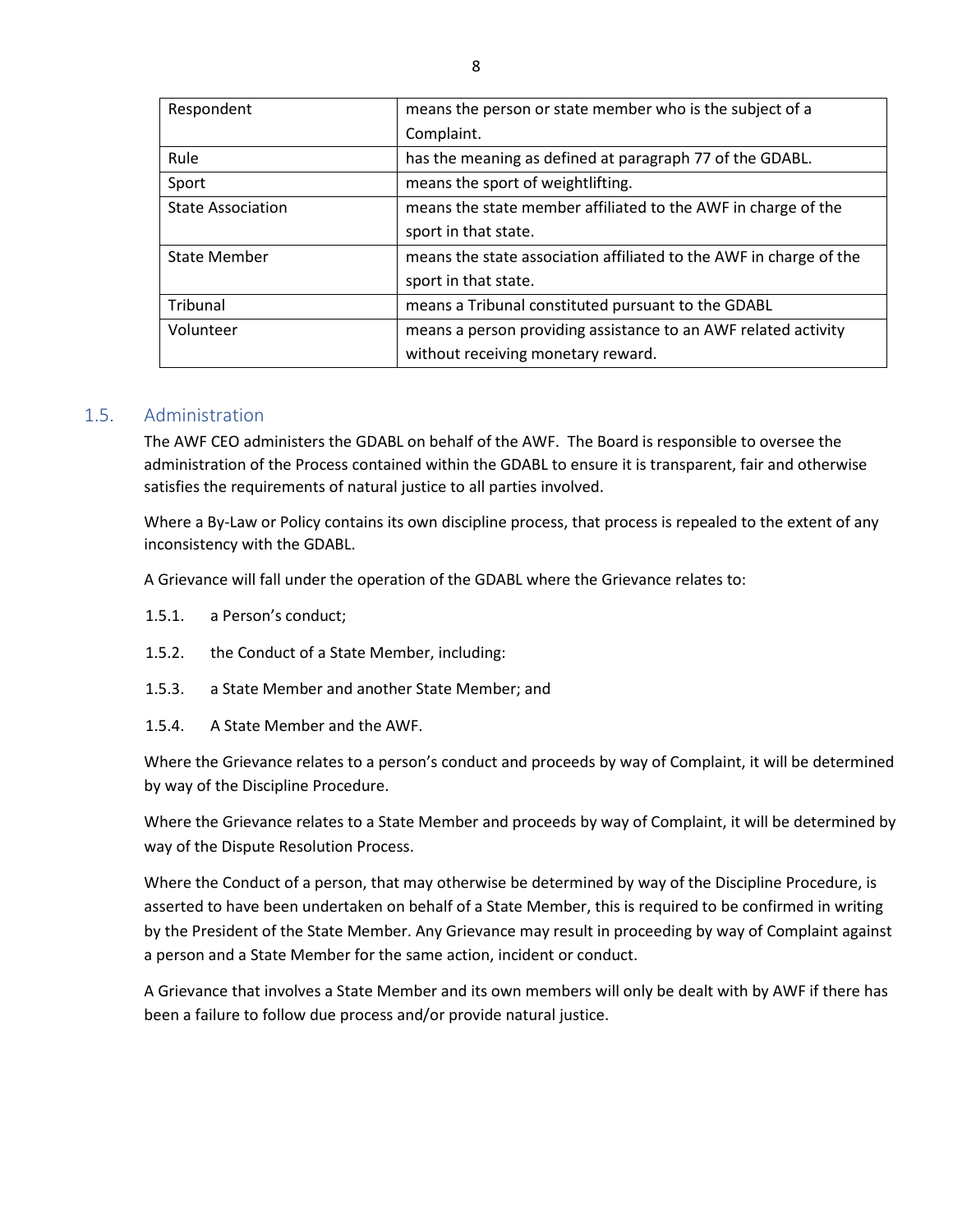| | |
|---|---|
| Respondent | means the person or state member who is the subject of a Complaint. |
| Rule | has the meaning as defined at paragraph 77 of the GDABL. |
| Sport | means the sport of weightlifting. |
| State Association | means the state member affiliated to the AWF in charge of the sport in that state. |
| State Member | means the state association affiliated to the AWF in charge of the sport in that state. |
| Tribunal | means a Tribunal constituted pursuant to the GDABL |
| Volunteer | means a person providing assistance to an AWF related activity without receiving monetary reward. |

## 1.5. Administration

The AWF CEO administers the GDABL on behalf of the AWF. The Board is responsible to oversee the administration of the Process contained within the GDABL to ensure it is transparent, fair and otherwise satisfies the requirements of natural justice to all parties involved.

Where a By-Law or Policy contains its own discipline process, that process is repealed to the extent of any inconsistency with the GDABL.

A Grievance will fall under the operation of the GDABL where the Grievance relates to:

1.5.1. a Person's conduct;

1.5.2. the Conduct of a State Member, including:

1.5.3. a State Member and another State Member; and

1.5.4. A State Member and the AWF.

Where the Grievance relates to a person's conduct and proceeds by way of Complaint, it will be determined by way of the Discipline Procedure.

Where the Grievance relates to a State Member and proceeds by way of Complaint, it will be determined by way of the Dispute Resolution Process.

Where the Conduct of a person, that may otherwise be determined by way of the Discipline Procedure, is asserted to have been undertaken on behalf of a State Member, this is required to be confirmed in writing by the President of the State Member. Any Grievance may result in proceeding by way of Complaint against a person and a State Member for the same action, incident or conduct.

A Grievance that involves a State Member and its own members will only be dealt with by AWF if there has been a failure to follow due process and/or provide natural justice.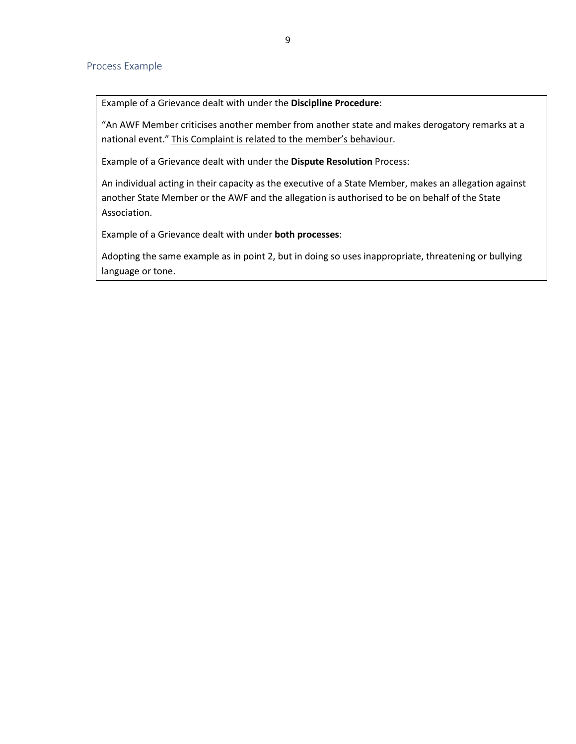## Process Example

Example of a Grievance dealt with under the **Discipline Procedure**:

"An AWF Member criticises another member from another state and makes derogatory remarks at a national event." <u>This Complaint is related to the member's behaviour</u>.

Example of a Grievance dealt with under the **Dispute Resolution** Process:

An individual acting in their capacity as the executive of a State Member, makes an allegation against another State Member or the AWF and the allegation is authorised to be on behalf of the State Association.

Example of a Grievance dealt with under **both processes**:

Adopting the same example as in point 2, but in doing so uses inappropriate, threatening or bullying language or tone.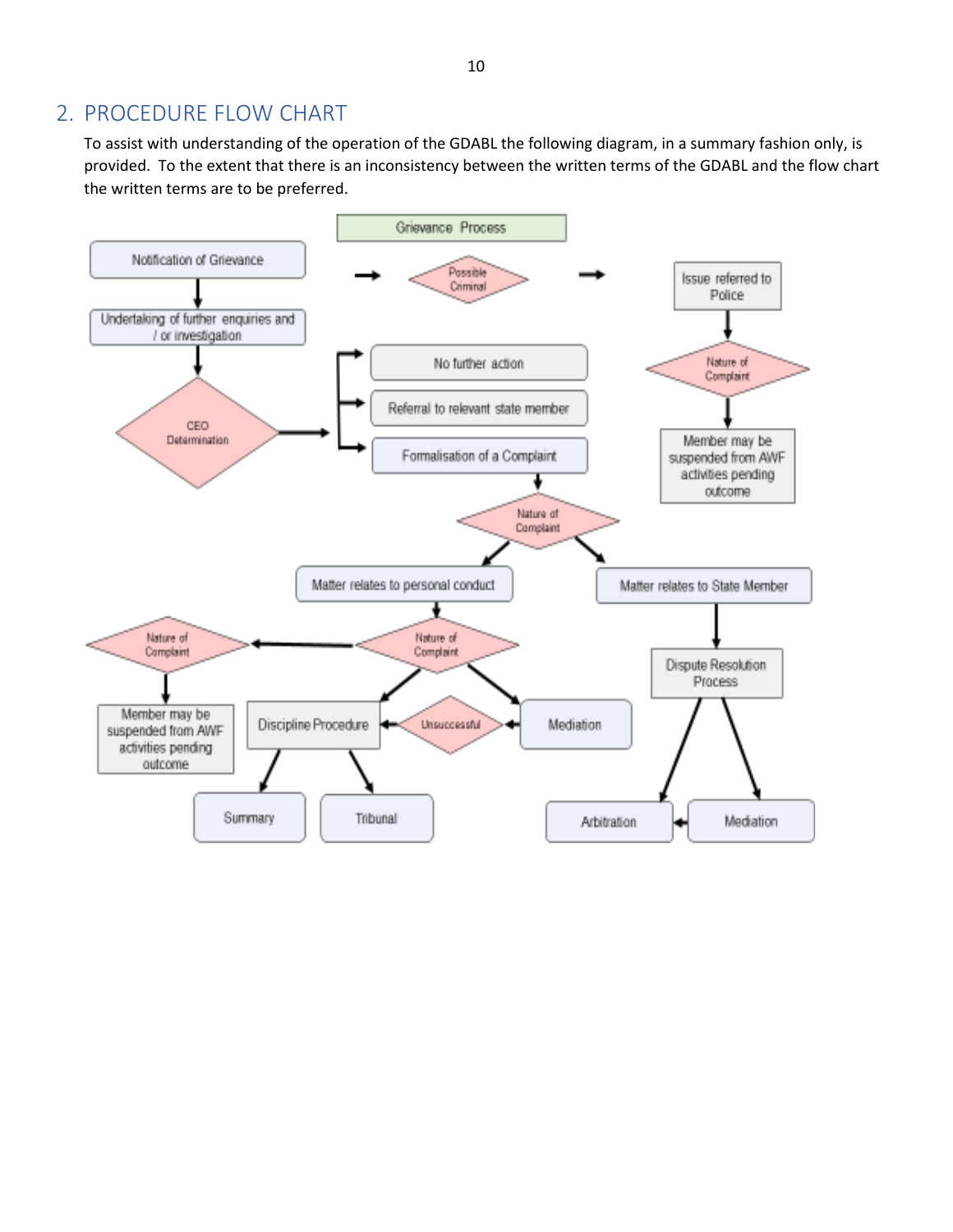## 2. PROCEDURE FLOW CHART

To assist with understanding of the operation of the GDABL the following diagram, in a summary fashion only, is provided. To the extent that there is an inconsistency between the written terms of the GDABL and the flow chart the written terms are to be preferred.

Grievance Process

Notification of Grievance

Undertaking of further enquiries and / or investigation

CEO Determination

Possible Criminal

Issue referred to Police

Nature of Complaint

Member may be suspended from AWF activities pending outcome

No further action

Referral to relevant state member

Formalisation of a Complaint

Nature of Complaint

Matter relates to personal conduct

Matter relates to State Member

Nature of Complaint

Nature of Complaint

Member may be suspended from AWF activities pending outcome

Discipline Procedure

Unsuccessful

Mediation

Dispute Resolution Process

Summary

Tribunal

Arbitration

Mediation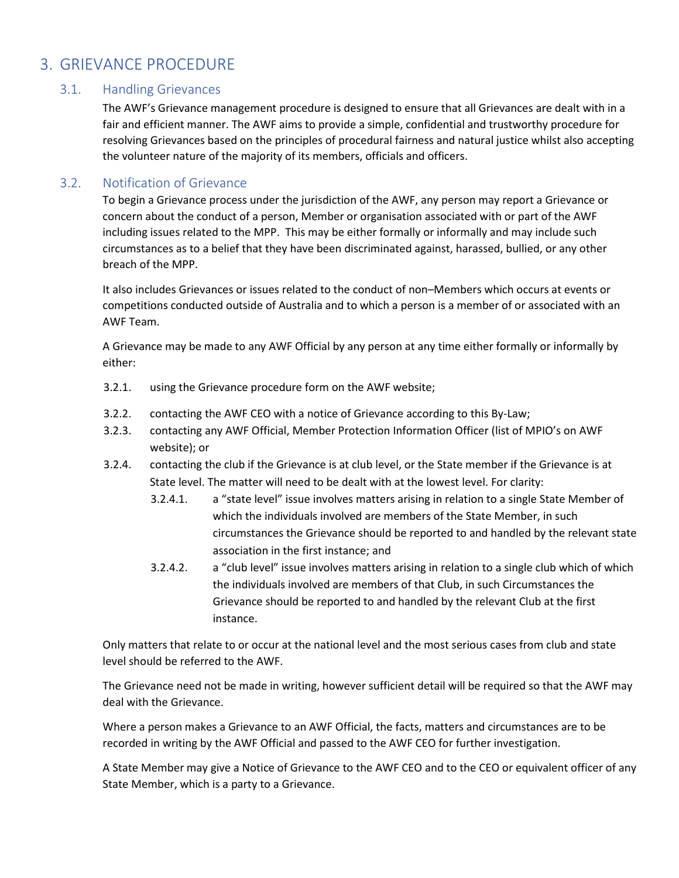# 3. GRIEVANCE PROCEDURE

## 3.1. Handling Grievances

The AWF's Grievance management procedure is designed to ensure that all Grievances are dealt with in a fair and efficient manner. The AWF aims to provide a simple, confidential and trustworthy procedure for resolving Grievances based on the principles of procedural fairness and natural justice whilst also accepting the volunteer nature of the majority of its members, officials and officers.

## 3.2. Notification of Grievance

To begin a Grievance process under the jurisdiction of the AWF, any person may report a Grievance or concern about the conduct of a person, Member or organisation associated with or part of the AWF including issues related to the MPP. This may be either formally or informally and may include such circumstances as to a belief that they have been discriminated against, harassed, bullied, or any other breach of the MPP.

It also includes Grievances or issues related to the conduct of non–Members which occurs at events or competitions conducted outside of Australia and to which a person is a member of or associated with an AWF Team.

A Grievance may be made to any AWF Official by any person at any time either formally or informally by either:

3.2.1. using the Grievance procedure form on the AWF website;

3.2.2. contacting the AWF CEO with a notice of Grievance according to this By-Law;

3.2.3. contacting any AWF Official, Member Protection Information Officer (list of MPIO's on AWF website); or

3.2.4. contacting the club if the Grievance is at club level, or the State member if the Grievance is at State level. The matter will need to be dealt with at the lowest level. For clarity:

- 3.2.4.1. a "state level" issue involves matters arising in relation to a single State Member of which the individuals involved are members of the State Member, in such circumstances the Grievance should be reported to and handled by the relevant state association in the first instance; and
- 3.2.4.2. a "club level" issue involves matters arising in relation to a single club which of which the individuals involved are members of that Club, in such Circumstances the Grievance should be reported to and handled by the relevant Club at the first instance.

Only matters that relate to or occur at the national level and the most serious cases from club and state level should be referred to the AWF.

The Grievance need not be made in writing, however sufficient detail will be required so that the AWF may deal with the Grievance.

Where a person makes a Grievance to an AWF Official, the facts, matters and circumstances are to be recorded in writing by the AWF Official and passed to the AWF CEO for further investigation.

A State Member may give a Notice of Grievance to the AWF CEO and to the CEO or equivalent officer of any State Member, which is a party to a Grievance.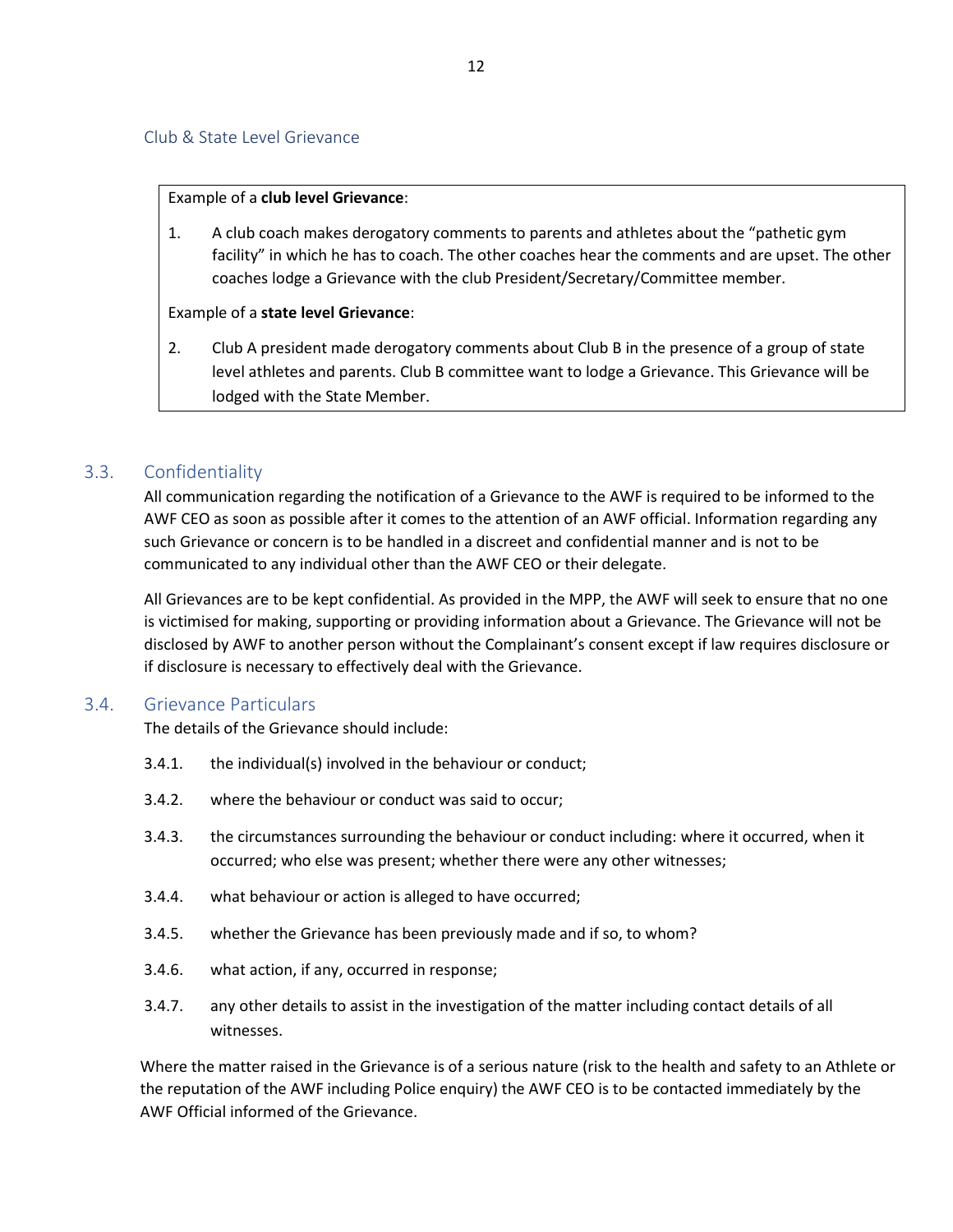### Club & State Level Grievance

Example of a **club level Grievance**:

1. A club coach makes derogatory comments to parents and athletes about the “pathetic gym facility” in which he has to coach. The other coaches hear the comments and are upset. The other coaches lodge a Grievance with the club President/Secretary/Committee member.

Example of a **state level Grievance**:

2. Club A president made derogatory comments about Club B in the presence of a group of state level athletes and parents. Club B committee want to lodge a Grievance. This Grievance will be lodged with the State Member.

## 3.3. Confidentiality

All communication regarding the notification of a Grievance to the AWF is required to be informed to the AWF CEO as soon as possible after it comes to the attention of an AWF official. Information regarding any such Grievance or concern is to be handled in a discreet and confidential manner and is not to be communicated to any individual other than the AWF CEO or their delegate.

All Grievances are to be kept confidential. As provided in the MPP, the AWF will seek to ensure that no one is victimised for making, supporting or providing information about a Grievance. The Grievance will not be disclosed by AWF to another person without the Complainant’s consent except if law requires disclosure or if disclosure is necessary to effectively deal with the Grievance.

## 3.4. Grievance Particulars

The details of the Grievance should include:

3.4.1. the individual(s) involved in the behaviour or conduct;

3.4.2. where the behaviour or conduct was said to occur;

3.4.3. the circumstances surrounding the behaviour or conduct including: where it occurred, when it occurred; who else was present; whether there were any other witnesses;

3.4.4. what behaviour or action is alleged to have occurred;

3.4.5. whether the Grievance has been previously made and if so, to whom?

3.4.6. what action, if any, occurred in response;

3.4.7. any other details to assist in the investigation of the matter including contact details of all witnesses.

Where the matter raised in the Grievance is of a serious nature (risk to the health and safety to an Athlete or the reputation of the AWF including Police enquiry) the AWF CEO is to be contacted immediately by the AWF Official informed of the Grievance.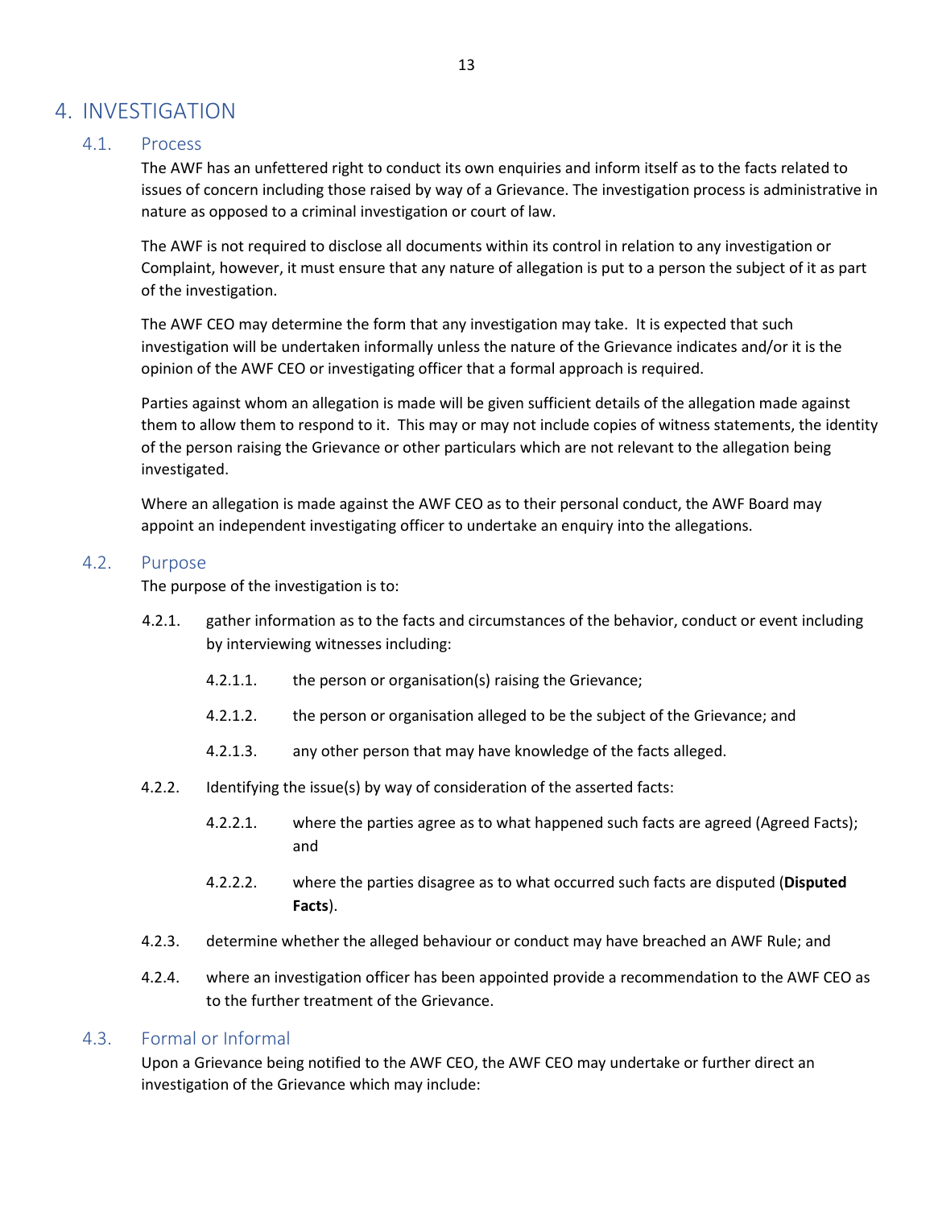# 4. INVESTIGATION

## 4.1. Process

The AWF has an unfettered right to conduct its own enquiries and inform itself as to the facts related to issues of concern including those raised by way of a Grievance. The investigation process is administrative in nature as opposed to a criminal investigation or court of law.

The AWF is not required to disclose all documents within its control in relation to any investigation or Complaint, however, it must ensure that any nature of allegation is put to a person the subject of it as part of the investigation.

The AWF CEO may determine the form that any investigation may take. It is expected that such investigation will be undertaken informally unless the nature of the Grievance indicates and/or it is the opinion of the AWF CEO or investigating officer that a formal approach is required.

Parties against whom an allegation is made will be given sufficient details of the allegation made against them to allow them to respond to it. This may or may not include copies of witness statements, the identity of the person raising the Grievance or other particulars which are not relevant to the allegation being investigated.

Where an allegation is made against the AWF CEO as to their personal conduct, the AWF Board may appoint an independent investigating officer to undertake an enquiry into the allegations.

## 4.2. Purpose

The purpose of the investigation is to:

4.2.1. gather information as to the facts and circumstances of the behavior, conduct or event including by interviewing witnesses including:

4.2.1.1. the person or organisation(s) raising the Grievance;

4.2.1.2. the person or organisation alleged to be the subject of the Grievance; and

4.2.1.3. any other person that may have knowledge of the facts alleged.

4.2.2. Identifying the issue(s) by way of consideration of the asserted facts:

4.2.2.1. where the parties agree as to what happened such facts are agreed (Agreed Facts); and

4.2.2.2. where the parties disagree as to what occurred such facts are disputed (**Disputed Facts**).

4.2.3. determine whether the alleged behaviour or conduct may have breached an AWF Rule; and

4.2.4. where an investigation officer has been appointed provide a recommendation to the AWF CEO as to the further treatment of the Grievance.

## 4.3. Formal or Informal

Upon a Grievance being notified to the AWF CEO, the AWF CEO may undertake or further direct an investigation of the Grievance which may include: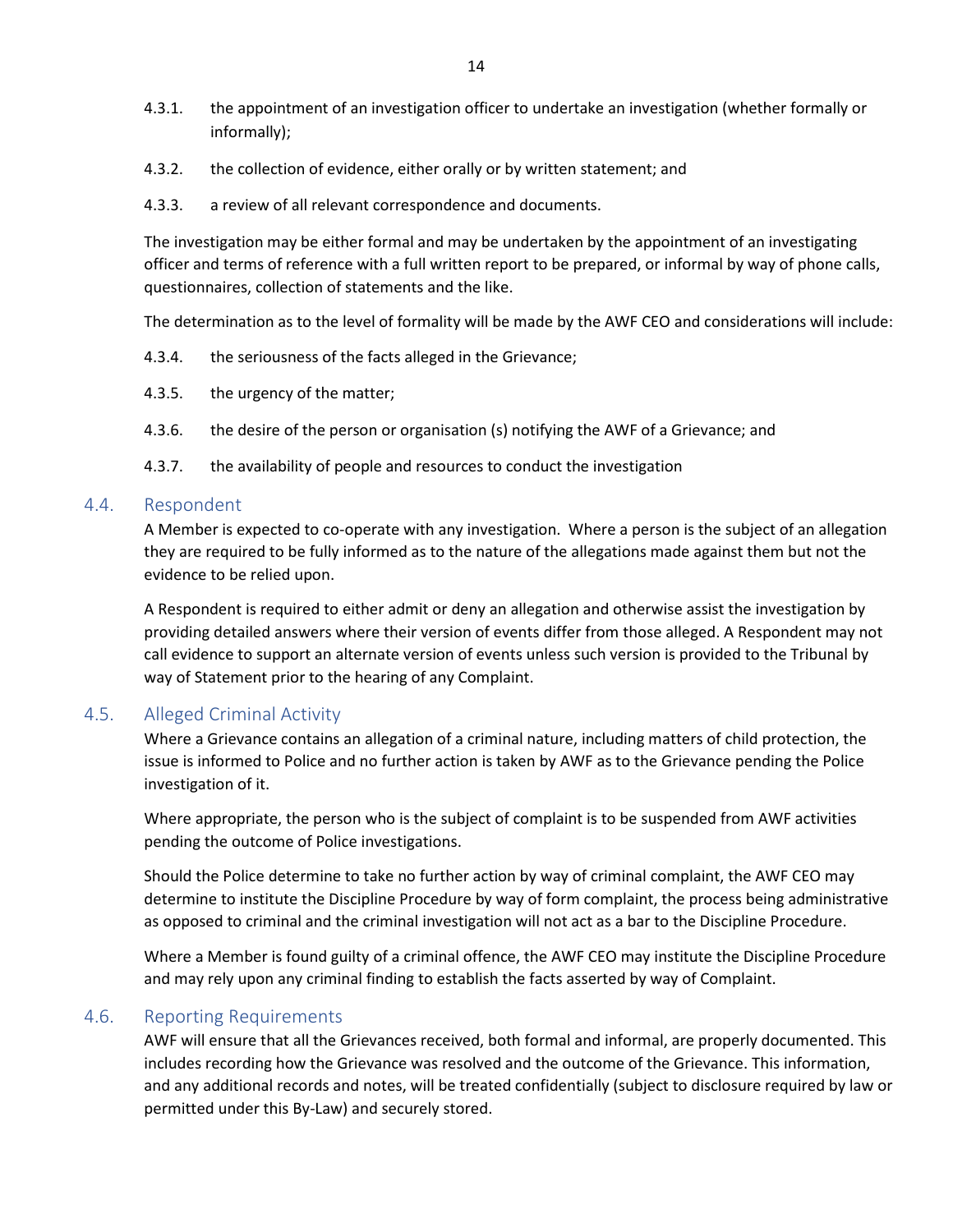4.3.1. the appointment of an investigation officer to undertake an investigation (whether formally or informally);

4.3.2. the collection of evidence, either orally or by written statement; and

4.3.3. a review of all relevant correspondence and documents.

The investigation may be either formal and may be undertaken by the appointment of an investigating officer and terms of reference with a full written report to be prepared, or informal by way of phone calls, questionnaires, collection of statements and the like.

The determination as to the level of formality will be made by the AWF CEO and considerations will include:

4.3.4. the seriousness of the facts alleged in the Grievance;

4.3.5. the urgency of the matter;

4.3.6. the desire of the person or organisation (s) notifying the AWF of a Grievance; and

4.3.7. the availability of people and resources to conduct the investigation

## 4.4. Respondent

A Member is expected to co-operate with any investigation. Where a person is the subject of an allegation they are required to be fully informed as to the nature of the allegations made against them but not the evidence to be relied upon.

A Respondent is required to either admit or deny an allegation and otherwise assist the investigation by providing detailed answers where their version of events differ from those alleged. A Respondent may not call evidence to support an alternate version of events unless such version is provided to the Tribunal by way of Statement prior to the hearing of any Complaint.

## 4.5. Alleged Criminal Activity

Where a Grievance contains an allegation of a criminal nature, including matters of child protection, the issue is informed to Police and no further action is taken by AWF as to the Grievance pending the Police investigation of it.

Where appropriate, the person who is the subject of complaint is to be suspended from AWF activities pending the outcome of Police investigations.

Should the Police determine to take no further action by way of criminal complaint, the AWF CEO may determine to institute the Discipline Procedure by way of form complaint, the process being administrative as opposed to criminal and the criminal investigation will not act as a bar to the Discipline Procedure.

Where a Member is found guilty of a criminal offence, the AWF CEO may institute the Discipline Procedure and may rely upon any criminal finding to establish the facts asserted by way of Complaint.

## 4.6. Reporting Requirements

AWF will ensure that all the Grievances received, both formal and informal, are properly documented. This includes recording how the Grievance was resolved and the outcome of the Grievance. This information, and any additional records and notes, will be treated confidentially (subject to disclosure required by law or permitted under this By-Law) and securely stored.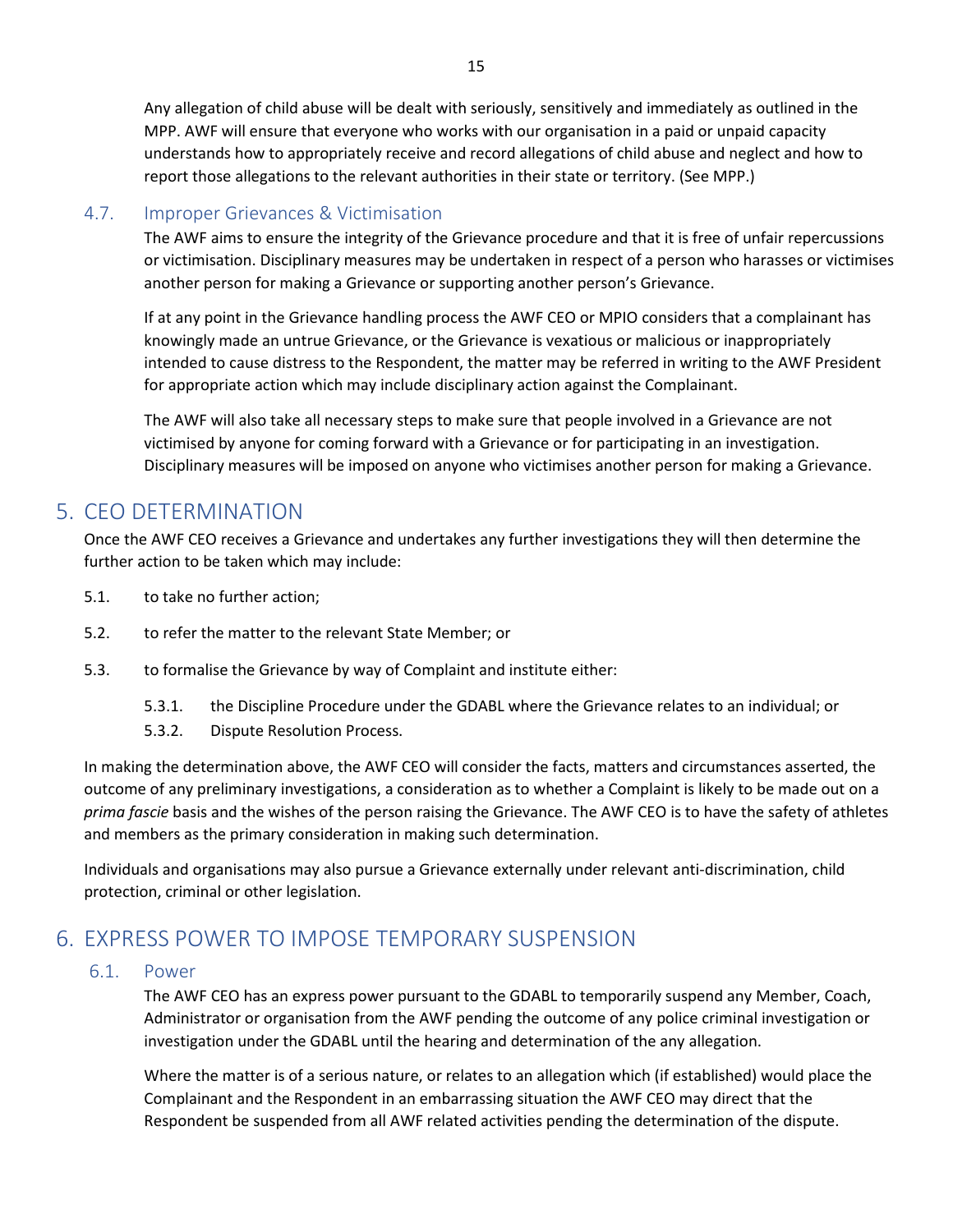Any allegation of child abuse will be dealt with seriously, sensitively and immediately as outlined in the MPP. AWF will ensure that everyone who works with our organisation in a paid or unpaid capacity understands how to appropriately receive and record allegations of child abuse and neglect and how to report those allegations to the relevant authorities in their state or territory. (See MPP.)

### 4.7. Improper Grievances & Victimisation

The AWF aims to ensure the integrity of the Grievance procedure and that it is free of unfair repercussions or victimisation. Disciplinary measures may be undertaken in respect of a person who harasses or victimises another person for making a Grievance or supporting another person's Grievance.

If at any point in the Grievance handling process the AWF CEO or MPIO considers that a complainant has knowingly made an untrue Grievance, or the Grievance is vexatious or malicious or inappropriately intended to cause distress to the Respondent, the matter may be referred in writing to the AWF President for appropriate action which may include disciplinary action against the Complainant.

The AWF will also take all necessary steps to make sure that people involved in a Grievance are not victimised by anyone for coming forward with a Grievance or for participating in an investigation. Disciplinary measures will be imposed on anyone who victimises another person for making a Grievance.

## 5. CEO DETERMINATION

Once the AWF CEO receives a Grievance and undertakes any further investigations they will then determine the further action to be taken which may include:

5.1. to take no further action;

5.2. to refer the matter to the relevant State Member; or

5.3. to formalise the Grievance by way of Complaint and institute either:

5.3.1. the Discipline Procedure under the GDABL where the Grievance relates to an individual; or

5.3.2. Dispute Resolution Process.

In making the determination above, the AWF CEO will consider the facts, matters and circumstances asserted, the outcome of any preliminary investigations, a consideration as to whether a Complaint is likely to be made out on a *prima fascie* basis and the wishes of the person raising the Grievance. The AWF CEO is to have the safety of athletes and members as the primary consideration in making such determination.

Individuals and organisations may also pursue a Grievance externally under relevant anti-discrimination, child protection, criminal or other legislation.

## 6. EXPRESS POWER TO IMPOSE TEMPORARY SUSPENSION

### 6.1. Power

The AWF CEO has an express power pursuant to the GDABL to temporarily suspend any Member, Coach, Administrator or organisation from the AWF pending the outcome of any police criminal investigation or investigation under the GDABL until the hearing and determination of the any allegation.

Where the matter is of a serious nature, or relates to an allegation which (if established) would place the Complainant and the Respondent in an embarrassing situation the AWF CEO may direct that the Respondent be suspended from all AWF related activities pending the determination of the dispute.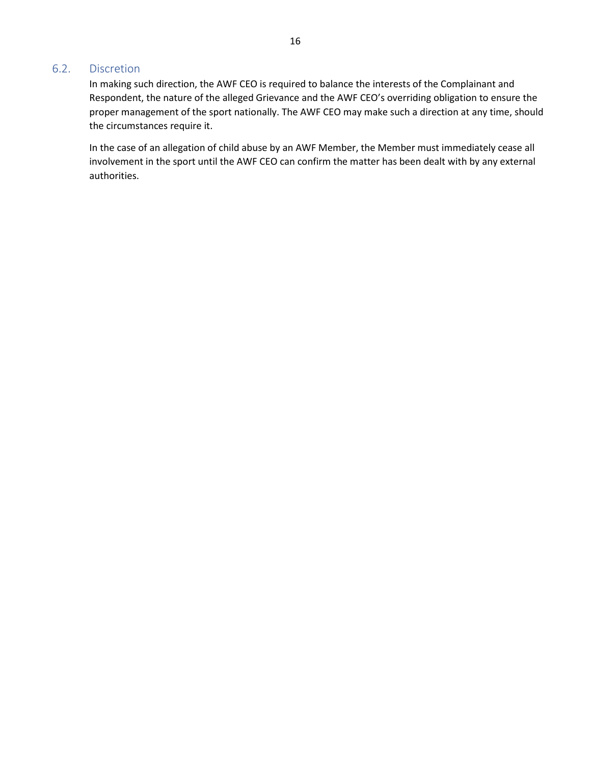## 6.2. Discretion

In making such direction, the AWF CEO is required to balance the interests of the Complainant and Respondent, the nature of the alleged Grievance and the AWF CEO's overriding obligation to ensure the proper management of the sport nationally. The AWF CEO may make such a direction at any time, should the circumstances require it.

In the case of an allegation of child abuse by an AWF Member, the Member must immediately cease all involvement in the sport until the AWF CEO can confirm the matter has been dealt with by any external authorities.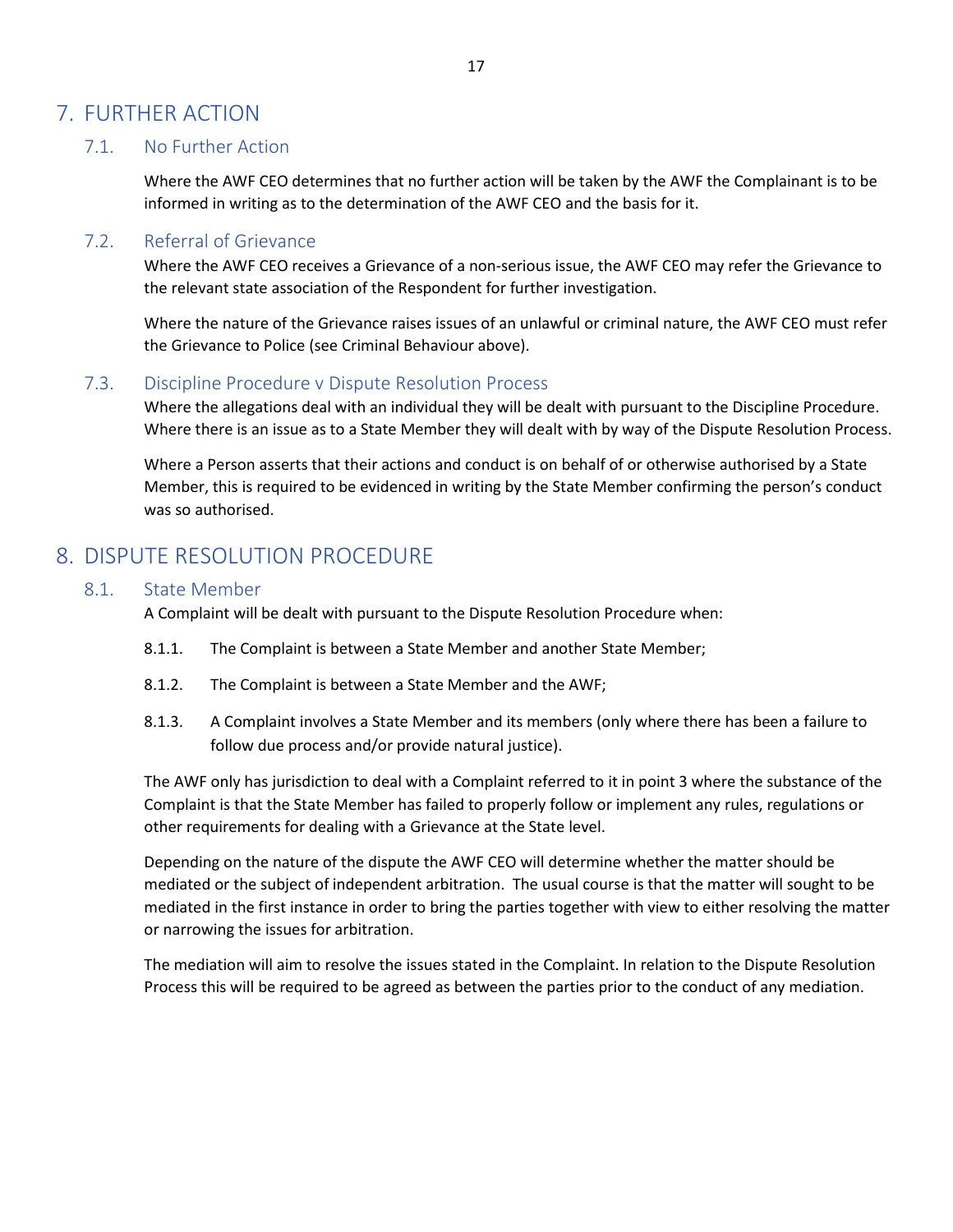# 7. FURTHER ACTION

## 7.1. No Further Action

Where the AWF CEO determines that no further action will be taken by the AWF the Complainant is to be informed in writing as to the determination of the AWF CEO and the basis for it.

## 7.2. Referral of Grievance

Where the AWF CEO receives a Grievance of a non-serious issue, the AWF CEO may refer the Grievance to the relevant state association of the Respondent for further investigation.

Where the nature of the Grievance raises issues of an unlawful or criminal nature, the AWF CEO must refer the Grievance to Police (see Criminal Behaviour above).

## 7.3. Discipline Procedure v Dispute Resolution Process

Where the allegations deal with an individual they will be dealt with pursuant to the Discipline Procedure. Where there is an issue as to a State Member they will dealt with by way of the Dispute Resolution Process.

Where a Person asserts that their actions and conduct is on behalf of or otherwise authorised by a State Member, this is required to be evidenced in writing by the State Member confirming the person's conduct was so authorised.

# 8. DISPUTE RESOLUTION PROCEDURE

## 8.1. State Member

A Complaint will be dealt with pursuant to the Dispute Resolution Procedure when:

8.1.1. The Complaint is between a State Member and another State Member;

8.1.2. The Complaint is between a State Member and the AWF;

8.1.3. A Complaint involves a State Member and its members (only where there has been a failure to follow due process and/or provide natural justice).

The AWF only has jurisdiction to deal with a Complaint referred to it in point 3 where the substance of the Complaint is that the State Member has failed to properly follow or implement any rules, regulations or other requirements for dealing with a Grievance at the State level.

Depending on the nature of the dispute the AWF CEO will determine whether the matter should be mediated or the subject of independent arbitration. The usual course is that the matter will sought to be mediated in the first instance in order to bring the parties together with view to either resolving the matter or narrowing the issues for arbitration.

The mediation will aim to resolve the issues stated in the Complaint. In relation to the Dispute Resolution Process this will be required to be agreed as between the parties prior to the conduct of any mediation.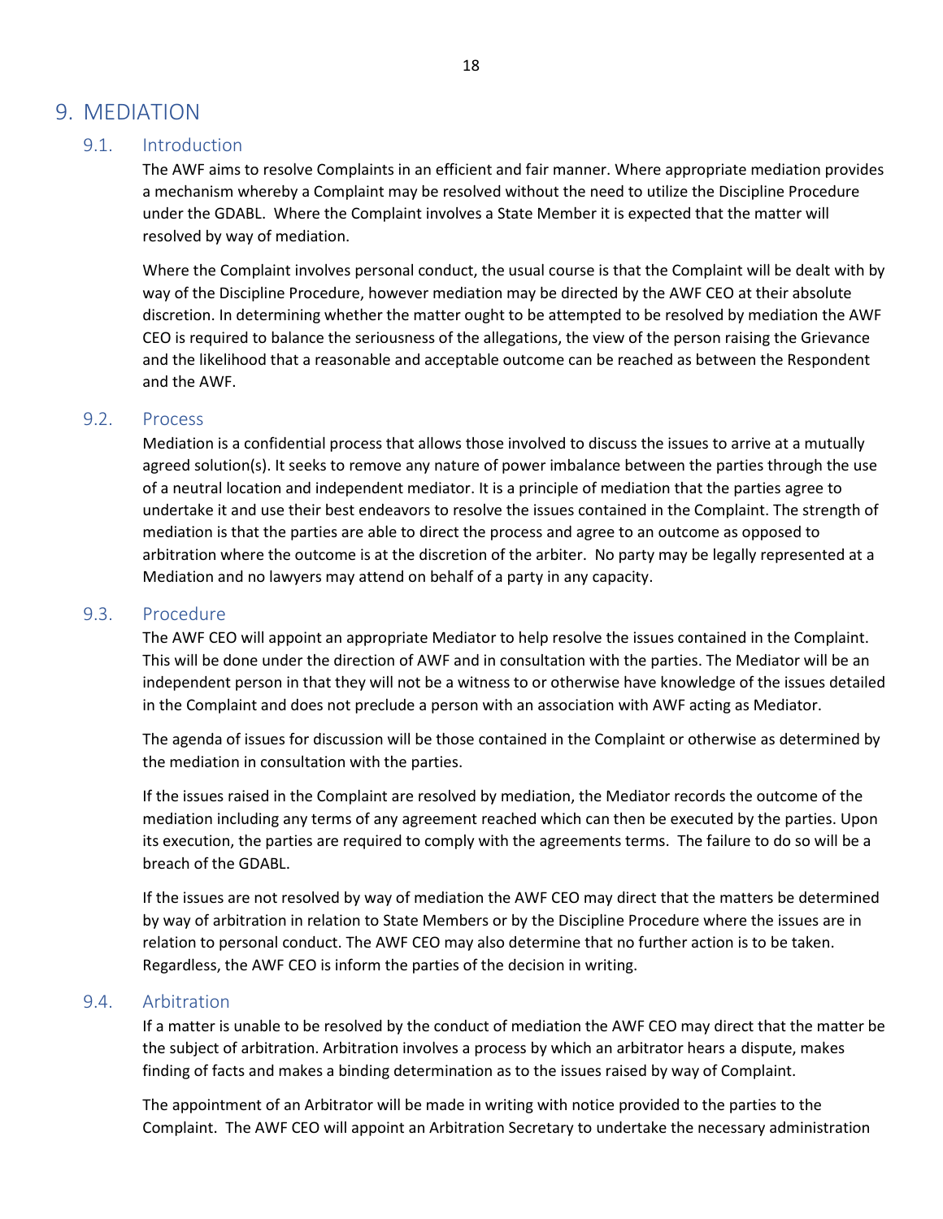# 9. MEDIATION

## 9.1. Introduction

The AWF aims to resolve Complaints in an efficient and fair manner. Where appropriate mediation provides a mechanism whereby a Complaint may be resolved without the need to utilize the Discipline Procedure under the GDABL. Where the Complaint involves a State Member it is expected that the matter will resolved by way of mediation.

Where the Complaint involves personal conduct, the usual course is that the Complaint will be dealt with by way of the Discipline Procedure, however mediation may be directed by the AWF CEO at their absolute discretion. In determining whether the matter ought to be attempted to be resolved by mediation the AWF CEO is required to balance the seriousness of the allegations, the view of the person raising the Grievance and the likelihood that a reasonable and acceptable outcome can be reached as between the Respondent and the AWF.

## 9.2. Process

Mediation is a confidential process that allows those involved to discuss the issues to arrive at a mutually agreed solution(s). It seeks to remove any nature of power imbalance between the parties through the use of a neutral location and independent mediator. It is a principle of mediation that the parties agree to undertake it and use their best endeavors to resolve the issues contained in the Complaint. The strength of mediation is that the parties are able to direct the process and agree to an outcome as opposed to arbitration where the outcome is at the discretion of the arbiter. No party may be legally represented at a Mediation and no lawyers may attend on behalf of a party in any capacity.

## 9.3. Procedure

The AWF CEO will appoint an appropriate Mediator to help resolve the issues contained in the Complaint. This will be done under the direction of AWF and in consultation with the parties. The Mediator will be an independent person in that they will not be a witness to or otherwise have knowledge of the issues detailed in the Complaint and does not preclude a person with an association with AWF acting as Mediator.

The agenda of issues for discussion will be those contained in the Complaint or otherwise as determined by the mediation in consultation with the parties.

If the issues raised in the Complaint are resolved by mediation, the Mediator records the outcome of the mediation including any terms of any agreement reached which can then be executed by the parties. Upon its execution, the parties are required to comply with the agreements terms. The failure to do so will be a breach of the GDABL.

If the issues are not resolved by way of mediation the AWF CEO may direct that the matters be determined by way of arbitration in relation to State Members or by the Discipline Procedure where the issues are in relation to personal conduct. The AWF CEO may also determine that no further action is to be taken. Regardless, the AWF CEO is inform the parties of the decision in writing.

## 9.4. Arbitration

If a matter is unable to be resolved by the conduct of mediation the AWF CEO may direct that the matter be the subject of arbitration. Arbitration involves a process by which an arbitrator hears a dispute, makes finding of facts and makes a binding determination as to the issues raised by way of Complaint.

The appointment of an Arbitrator will be made in writing with notice provided to the parties to the Complaint. The AWF CEO will appoint an Arbitration Secretary to undertake the necessary administration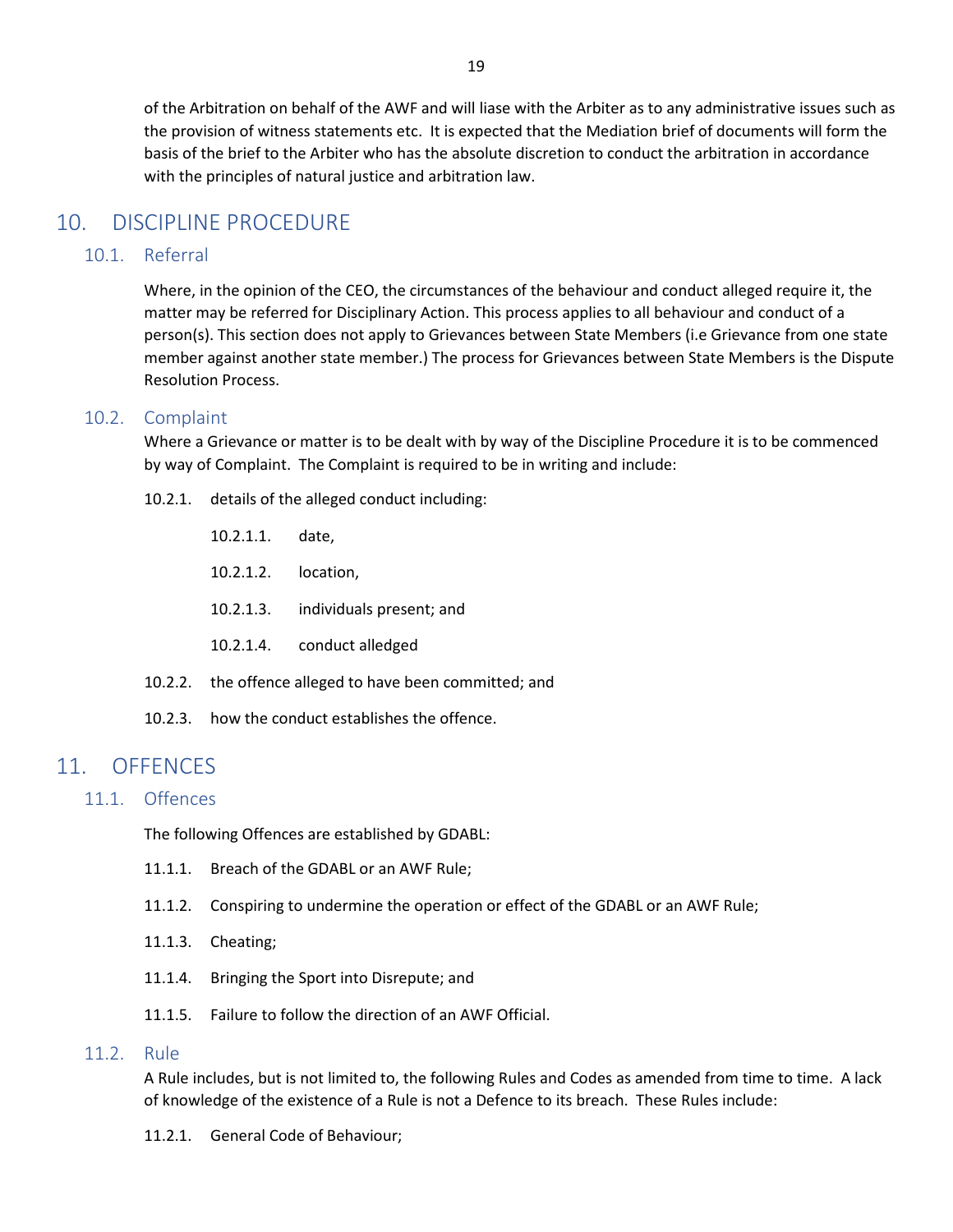of the Arbitration on behalf of the AWF and will liase with the Arbiter as to any administrative issues such as the provision of witness statements etc. It is expected that the Mediation brief of documents will form the basis of the brief to the Arbiter who has the absolute discretion to conduct the arbitration in accordance with the principles of natural justice and arbitration law.

# 10. DISCIPLINE PROCEDURE

## 10.1. Referral

Where, in the opinion of the CEO, the circumstances of the behaviour and conduct alleged require it, the matter may be referred for Disciplinary Action. This process applies to all behaviour and conduct of a person(s). This section does not apply to Grievances between State Members (i.e Grievance from one state member against another state member.) The process for Grievances between State Members is the Dispute Resolution Process.

## 10.2. Complaint

Where a Grievance or matter is to be dealt with by way of the Discipline Procedure it is to be commenced by way of Complaint. The Complaint is required to be in writing and include:

10.2.1. details of the alleged conduct including:

- 10.2.1.1. date,
- 10.2.1.2. location,
- 10.2.1.3. individuals present; and
- 10.2.1.4. conduct alledged

10.2.2. the offence alleged to have been committed; and

10.2.3. how the conduct establishes the offence.

# 11. OFFENCES

## 11.1. Offences

The following Offences are established by GDABL:

11.1.1. Breach of the GDABL or an AWF Rule;

11.1.2. Conspiring to undermine the operation or effect of the GDABL or an AWF Rule;

11.1.3. Cheating;

11.1.4. Bringing the Sport into Disrepute; and

11.1.5. Failure to follow the direction of an AWF Official.

## 11.2. Rule

A Rule includes, but is not limited to, the following Rules and Codes as amended from time to time. A lack of knowledge of the existence of a Rule is not a Defence to its breach. These Rules include:

11.2.1. General Code of Behaviour;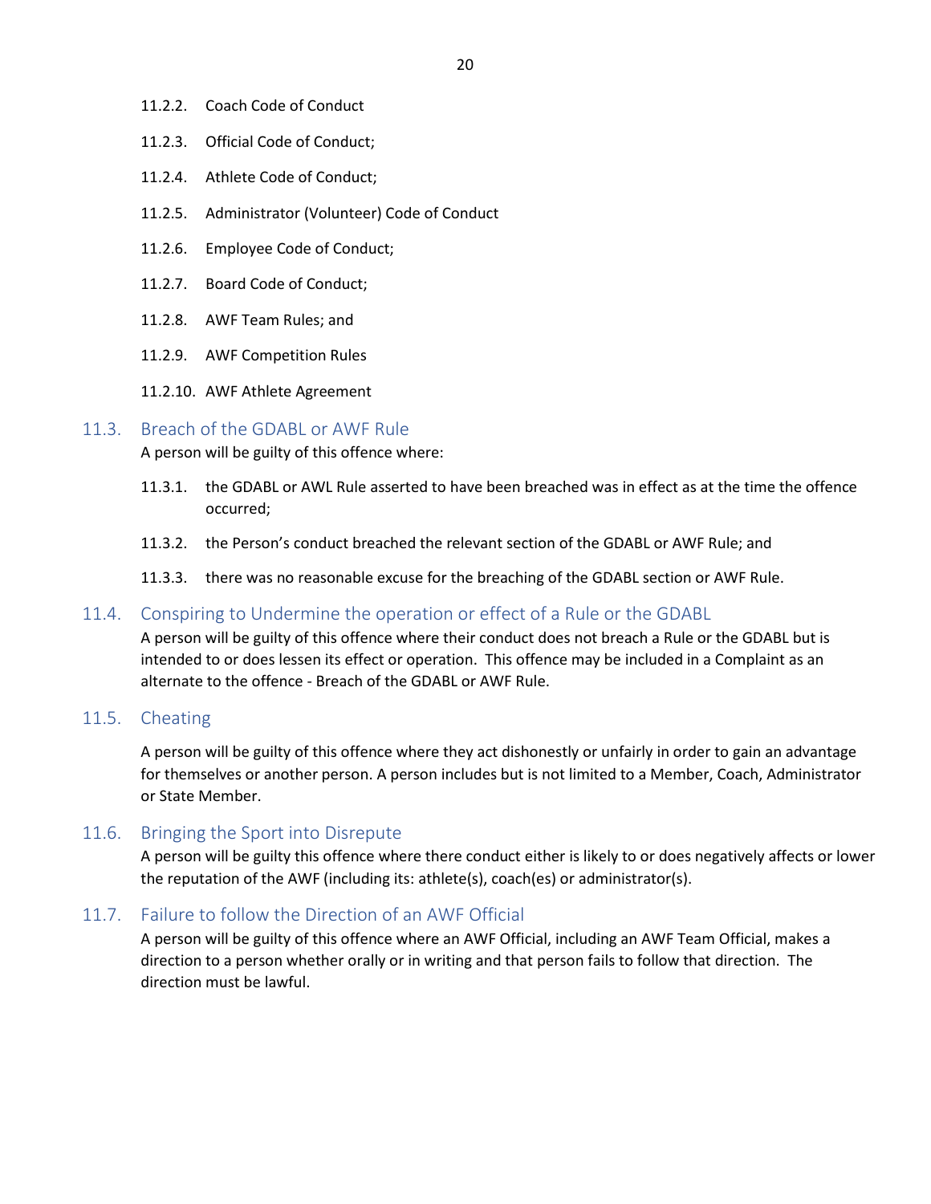11.2.2. Coach Code of Conduct

11.2.3. Official Code of Conduct;

11.2.4. Athlete Code of Conduct;

11.2.5. Administrator (Volunteer) Code of Conduct

11.2.6. Employee Code of Conduct;

11.2.7. Board Code of Conduct;

11.2.8. AWF Team Rules; and

11.2.9. AWF Competition Rules

11.2.10. AWF Athlete Agreement

## 11.3. Breach of the GDABL or AWF Rule

A person will be guilty of this offence where:

11.3.1. the GDABL or AWL Rule asserted to have been breached was in effect as at the time the offence occurred;

11.3.2. the Person's conduct breached the relevant section of the GDABL or AWF Rule; and

11.3.3. there was no reasonable excuse for the breaching of the GDABL section or AWF Rule.

## 11.4. Conspiring to Undermine the operation or effect of a Rule or the GDABL

A person will be guilty of this offence where their conduct does not breach a Rule or the GDABL but is intended to or does lessen its effect or operation. This offence may be included in a Complaint as an alternate to the offence - Breach of the GDABL or AWF Rule.

## 11.5. Cheating

A person will be guilty of this offence where they act dishonestly or unfairly in order to gain an advantage for themselves or another person. A person includes but is not limited to a Member, Coach, Administrator or State Member.

## 11.6. Bringing the Sport into Disrepute

A person will be guilty this offence where there conduct either is likely to or does negatively affects or lower the reputation of the AWF (including its: athlete(s), coach(es) or administrator(s).

## 11.7. Failure to follow the Direction of an AWF Official

A person will be guilty of this offence where an AWF Official, including an AWF Team Official, makes a direction to a person whether orally or in writing and that person fails to follow that direction. The direction must be lawful.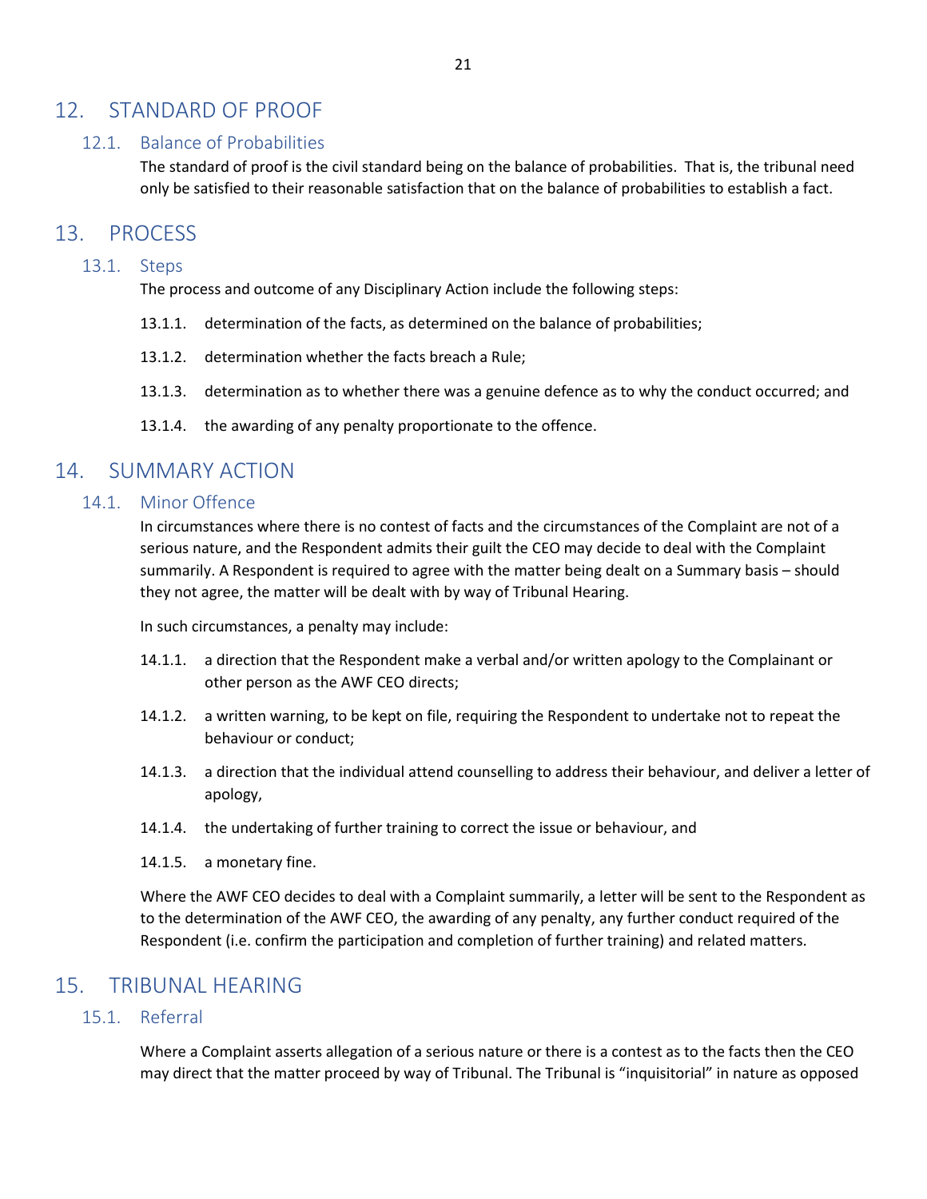## 12. STANDARD OF PROOF

### 12.1. Balance of Probabilities

The standard of proof is the civil standard being on the balance of probabilities. That is, the tribunal need only be satisfied to their reasonable satisfaction that on the balance of probabilities to establish a fact.

## 13. PROCESS

### 13.1. Steps

The process and outcome of any Disciplinary Action include the following steps:

13.1.1. determination of the facts, as determined on the balance of probabilities;

13.1.2. determination whether the facts breach a Rule;

13.1.3. determination as to whether there was a genuine defence as to why the conduct occurred; and

13.1.4. the awarding of any penalty proportionate to the offence.

## 14. SUMMARY ACTION

### 14.1. Minor Offence

In circumstances where there is no contest of facts and the circumstances of the Complaint are not of a serious nature, and the Respondent admits their guilt the CEO may decide to deal with the Complaint summarily. A Respondent is required to agree with the matter being dealt on a Summary basis – should they not agree, the matter will be dealt with by way of Tribunal Hearing.

In such circumstances, a penalty may include:

14.1.1. a direction that the Respondent make a verbal and/or written apology to the Complainant or other person as the AWF CEO directs;

14.1.2. a written warning, to be kept on file, requiring the Respondent to undertake not to repeat the behaviour or conduct;

14.1.3. a direction that the individual attend counselling to address their behaviour, and deliver a letter of apology,

14.1.4. the undertaking of further training to correct the issue or behaviour, and

14.1.5. a monetary fine.

Where the AWF CEO decides to deal with a Complaint summarily, a letter will be sent to the Respondent as to the determination of the AWF CEO, the awarding of any penalty, any further conduct required of the Respondent (i.e. confirm the participation and completion of further training) and related matters.

## 15. TRIBUNAL HEARING

### 15.1. Referral

Where a Complaint asserts allegation of a serious nature or there is a contest as to the facts then the CEO may direct that the matter proceed by way of Tribunal. The Tribunal is "inquisitorial" in nature as opposed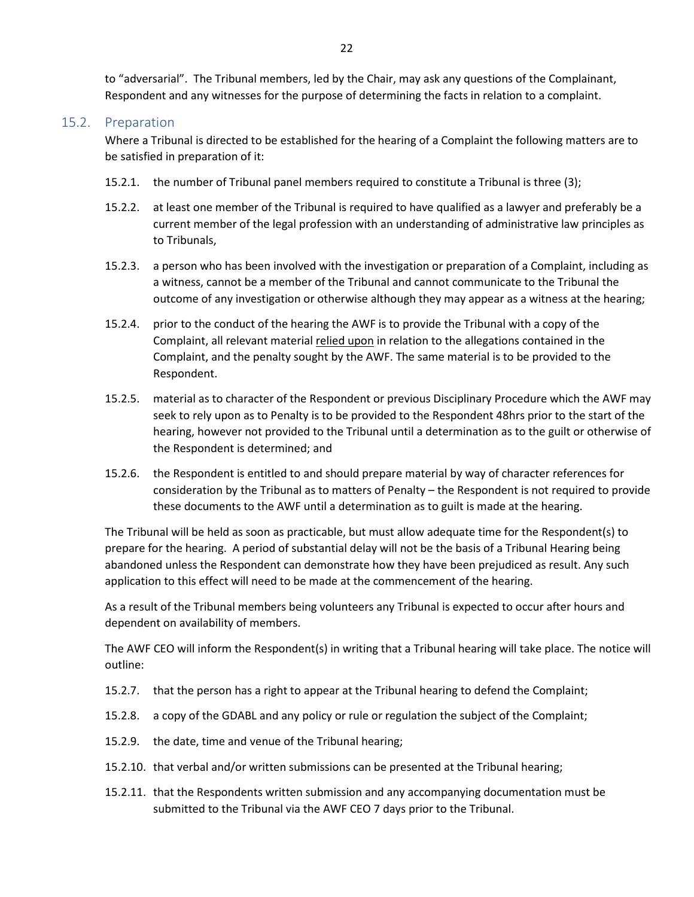to "adversarial". The Tribunal members, led by the Chair, may ask any questions of the Complainant, Respondent and any witnesses for the purpose of determining the facts in relation to a complaint.

## 15.2. Preparation

Where a Tribunal is directed to be established for the hearing of a Complaint the following matters are to be satisfied in preparation of it:

15.2.1. the number of Tribunal panel members required to constitute a Tribunal is three (3);

15.2.2. at least one member of the Tribunal is required to have qualified as a lawyer and preferably be a current member of the legal profession with an understanding of administrative law principles as to Tribunals,

15.2.3. a person who has been involved with the investigation or preparation of a Complaint, including as a witness, cannot be a member of the Tribunal and cannot communicate to the Tribunal the outcome of any investigation or otherwise although they may appear as a witness at the hearing;

15.2.4. prior to the conduct of the hearing the AWF is to provide the Tribunal with a copy of the Complaint, all relevant material relied upon in relation to the allegations contained in the Complaint, and the penalty sought by the AWF. The same material is to be provided to the Respondent.

15.2.5. material as to character of the Respondent or previous Disciplinary Procedure which the AWF may seek to rely upon as to Penalty is to be provided to the Respondent 48hrs prior to the start of the hearing, however not provided to the Tribunal until a determination as to the guilt or otherwise of the Respondent is determined; and

15.2.6. the Respondent is entitled to and should prepare material by way of character references for consideration by the Tribunal as to matters of Penalty – the Respondent is not required to provide these documents to the AWF until a determination as to guilt is made at the hearing.

The Tribunal will be held as soon as practicable, but must allow adequate time for the Respondent(s) to prepare for the hearing. A period of substantial delay will not be the basis of a Tribunal Hearing being abandoned unless the Respondent can demonstrate how they have been prejudiced as result. Any such application to this effect will need to be made at the commencement of the hearing.

As a result of the Tribunal members being volunteers any Tribunal is expected to occur after hours and dependent on availability of members.

The AWF CEO will inform the Respondent(s) in writing that a Tribunal hearing will take place. The notice will outline:

15.2.7. that the person has a right to appear at the Tribunal hearing to defend the Complaint;

15.2.8. a copy of the GDABL and any policy or rule or regulation the subject of the Complaint;

15.2.9. the date, time and venue of the Tribunal hearing;

15.2.10. that verbal and/or written submissions can be presented at the Tribunal hearing;

15.2.11. that the Respondents written submission and any accompanying documentation must be submitted to the Tribunal via the AWF CEO 7 days prior to the Tribunal.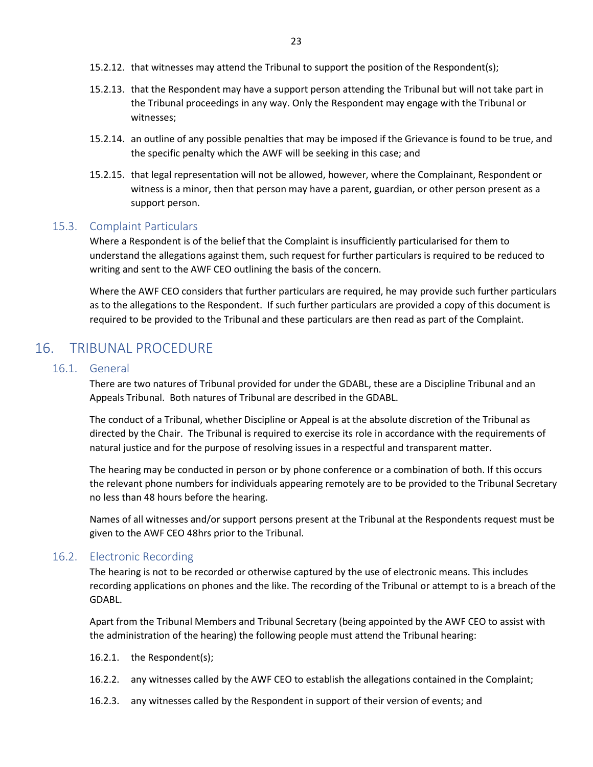15.2.12. that witnesses may attend the Tribunal to support the position of the Respondent(s);

15.2.13. that the Respondent may have a support person attending the Tribunal but will not take part in the Tribunal proceedings in any way. Only the Respondent may engage with the Tribunal or witnesses;

15.2.14. an outline of any possible penalties that may be imposed if the Grievance is found to be true, and the specific penalty which the AWF will be seeking in this case; and

15.2.15. that legal representation will not be allowed, however, where the Complainant, Respondent or witness is a minor, then that person may have a parent, guardian, or other person present as a support person.

### 15.3. Complaint Particulars

Where a Respondent is of the belief that the Complaint is insufficiently particularised for them to understand the allegations against them, such request for further particulars is required to be reduced to writing and sent to the AWF CEO outlining the basis of the concern.

Where the AWF CEO considers that further particulars are required, he may provide such further particulars as to the allegations to the Respondent. If such further particulars are provided a copy of this document is required to be provided to the Tribunal and these particulars are then read as part of the Complaint.

## 16. TRIBUNAL PROCEDURE

### 16.1. General

There are two natures of Tribunal provided for under the GDABL, these are a Discipline Tribunal and an Appeals Tribunal. Both natures of Tribunal are described in the GDABL.

The conduct of a Tribunal, whether Discipline or Appeal is at the absolute discretion of the Tribunal as directed by the Chair. The Tribunal is required to exercise its role in accordance with the requirements of natural justice and for the purpose of resolving issues in a respectful and transparent matter.

The hearing may be conducted in person or by phone conference or a combination of both. If this occurs the relevant phone numbers for individuals appearing remotely are to be provided to the Tribunal Secretary no less than 48 hours before the hearing.

Names of all witnesses and/or support persons present at the Tribunal at the Respondents request must be given to the AWF CEO 48hrs prior to the Tribunal.

### 16.2. Electronic Recording

The hearing is not to be recorded or otherwise captured by the use of electronic means. This includes recording applications on phones and the like. The recording of the Tribunal or attempt to is a breach of the GDABL.

Apart from the Tribunal Members and Tribunal Secretary (being appointed by the AWF CEO to assist with the administration of the hearing) the following people must attend the Tribunal hearing:

16.2.1. the Respondent(s);

16.2.2. any witnesses called by the AWF CEO to establish the allegations contained in the Complaint;

16.2.3. any witnesses called by the Respondent in support of their version of events; and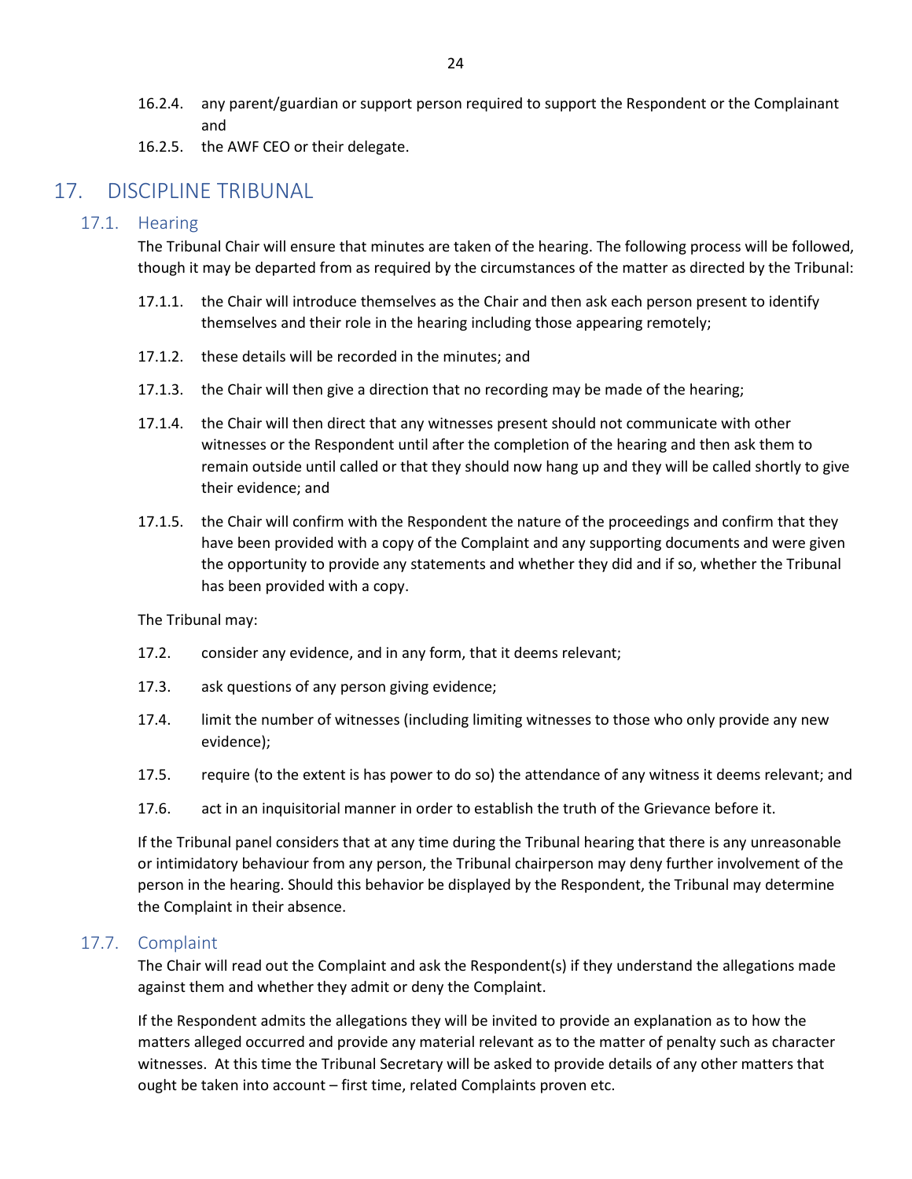16.2.4. any parent/guardian or support person required to support the Respondent or the Complainant and

16.2.5. the AWF CEO or their delegate.

# 17. DISCIPLINE TRIBUNAL

## 17.1. Hearing

The Tribunal Chair will ensure that minutes are taken of the hearing. The following process will be followed, though it may be departed from as required by the circumstances of the matter as directed by the Tribunal:

17.1.1. the Chair will introduce themselves as the Chair and then ask each person present to identify themselves and their role in the hearing including those appearing remotely;

17.1.2. these details will be recorded in the minutes; and

17.1.3. the Chair will then give a direction that no recording may be made of the hearing;

17.1.4. the Chair will then direct that any witnesses present should not communicate with other witnesses or the Respondent until after the completion of the hearing and then ask them to remain outside until called or that they should now hang up and they will be called shortly to give their evidence; and

17.1.5. the Chair will confirm with the Respondent the nature of the proceedings and confirm that they have been provided with a copy of the Complaint and any supporting documents and were given the opportunity to provide any statements and whether they did and if so, whether the Tribunal has been provided with a copy.

The Tribunal may:

17.2. consider any evidence, and in any form, that it deems relevant;

17.3. ask questions of any person giving evidence;

17.4. limit the number of witnesses (including limiting witnesses to those who only provide any new evidence);

17.5. require (to the extent is has power to do so) the attendance of any witness it deems relevant; and

17.6. act in an inquisitorial manner in order to establish the truth of the Grievance before it.

If the Tribunal panel considers that at any time during the Tribunal hearing that there is any unreasonable or intimidatory behaviour from any person, the Tribunal chairperson may deny further involvement of the person in the hearing. Should this behavior be displayed by the Respondent, the Tribunal may determine the Complaint in their absence.

## 17.7. Complaint

The Chair will read out the Complaint and ask the Respondent(s) if they understand the allegations made against them and whether they admit or deny the Complaint.

If the Respondent admits the allegations they will be invited to provide an explanation as to how the matters alleged occurred and provide any material relevant as to the matter of penalty such as character witnesses. At this time the Tribunal Secretary will be asked to provide details of any other matters that ought be taken into account – first time, related Complaints proven etc.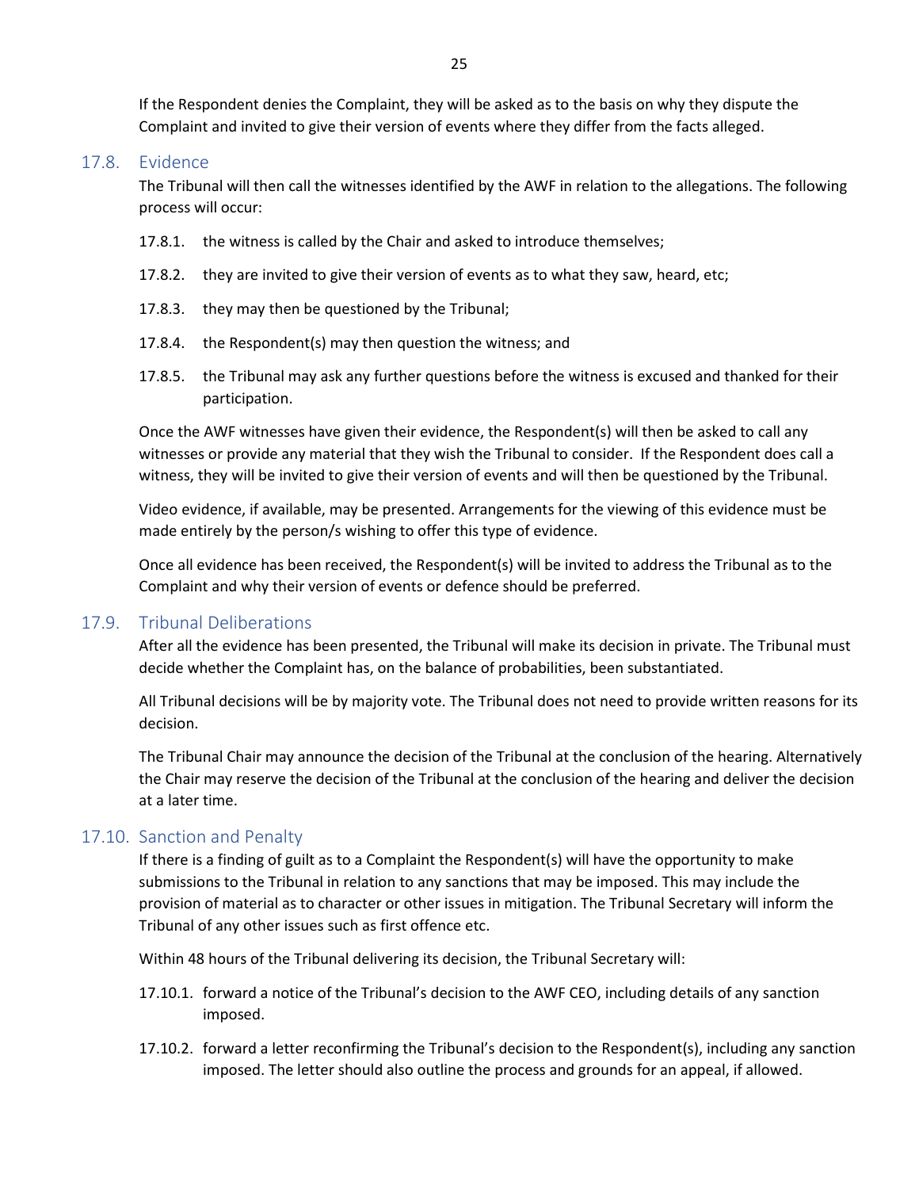If the Respondent denies the Complaint, they will be asked as to the basis on why they dispute the Complaint and invited to give their version of events where they differ from the facts alleged.

## 17.8. Evidence

The Tribunal will then call the witnesses identified by the AWF in relation to the allegations. The following process will occur:

17.8.1. the witness is called by the Chair and asked to introduce themselves;

17.8.2. they are invited to give their version of events as to what they saw, heard, etc;

17.8.3. they may then be questioned by the Tribunal;

17.8.4. the Respondent(s) may then question the witness; and

17.8.5. the Tribunal may ask any further questions before the witness is excused and thanked for their participation.

Once the AWF witnesses have given their evidence, the Respondent(s) will then be asked to call any witnesses or provide any material that they wish the Tribunal to consider. If the Respondent does call a witness, they will be invited to give their version of events and will then be questioned by the Tribunal.

Video evidence, if available, may be presented. Arrangements for the viewing of this evidence must be made entirely by the person/s wishing to offer this type of evidence.

Once all evidence has been received, the Respondent(s) will be invited to address the Tribunal as to the Complaint and why their version of events or defence should be preferred.

## 17.9. Tribunal Deliberations

After all the evidence has been presented, the Tribunal will make its decision in private. The Tribunal must decide whether the Complaint has, on the balance of probabilities, been substantiated.

All Tribunal decisions will be by majority vote. The Tribunal does not need to provide written reasons for its decision.

The Tribunal Chair may announce the decision of the Tribunal at the conclusion of the hearing. Alternatively the Chair may reserve the decision of the Tribunal at the conclusion of the hearing and deliver the decision at a later time.

## 17.10. Sanction and Penalty

If there is a finding of guilt as to a Complaint the Respondent(s) will have the opportunity to make submissions to the Tribunal in relation to any sanctions that may be imposed. This may include the provision of material as to character or other issues in mitigation. The Tribunal Secretary will inform the Tribunal of any other issues such as first offence etc.

Within 48 hours of the Tribunal delivering its decision, the Tribunal Secretary will:

17.10.1. forward a notice of the Tribunal's decision to the AWF CEO, including details of any sanction imposed.

17.10.2. forward a letter reconfirming the Tribunal's decision to the Respondent(s), including any sanction imposed. The letter should also outline the process and grounds for an appeal, if allowed.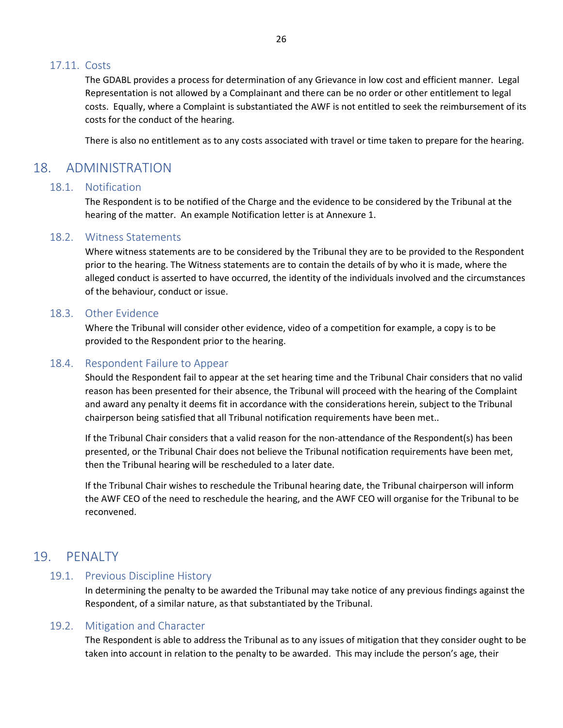### 17.11. Costs

The GDABL provides a process for determination of any Grievance in low cost and efficient manner. Legal Representation is not allowed by a Complainant and there can be no order or other entitlement to legal costs. Equally, where a Complaint is substantiated the AWF is not entitled to seek the reimbursement of its costs for the conduct of the hearing.

There is also no entitlement as to any costs associated with travel or time taken to prepare for the hearing.

## 18. ADMINISTRATION

### 18.1. Notification

The Respondent is to be notified of the Charge and the evidence to be considered by the Tribunal at the hearing of the matter. An example Notification letter is at Annexure 1.

### 18.2. Witness Statements

Where witness statements are to be considered by the Tribunal they are to be provided to the Respondent prior to the hearing. The Witness statements are to contain the details of by who it is made, where the alleged conduct is asserted to have occurred, the identity of the individuals involved and the circumstances of the behaviour, conduct or issue.

### 18.3. Other Evidence

Where the Tribunal will consider other evidence, video of a competition for example, a copy is to be provided to the Respondent prior to the hearing.

### 18.4. Respondent Failure to Appear

Should the Respondent fail to appear at the set hearing time and the Tribunal Chair considers that no valid reason has been presented for their absence, the Tribunal will proceed with the hearing of the Complaint and award any penalty it deems fit in accordance with the considerations herein, subject to the Tribunal chairperson being satisfied that all Tribunal notification requirements have been met..

If the Tribunal Chair considers that a valid reason for the non-attendance of the Respondent(s) has been presented, or the Tribunal Chair does not believe the Tribunal notification requirements have been met, then the Tribunal hearing will be rescheduled to a later date.

If the Tribunal Chair wishes to reschedule the Tribunal hearing date, the Tribunal chairperson will inform the AWF CEO of the need to reschedule the hearing, and the AWF CEO will organise for the Tribunal to be reconvened.

## 19. PENALTY

### 19.1. Previous Discipline History

In determining the penalty to be awarded the Tribunal may take notice of any previous findings against the Respondent, of a similar nature, as that substantiated by the Tribunal.

### 19.2. Mitigation and Character

The Respondent is able to address the Tribunal as to any issues of mitigation that they consider ought to be taken into account in relation to the penalty to be awarded. This may include the person's age, their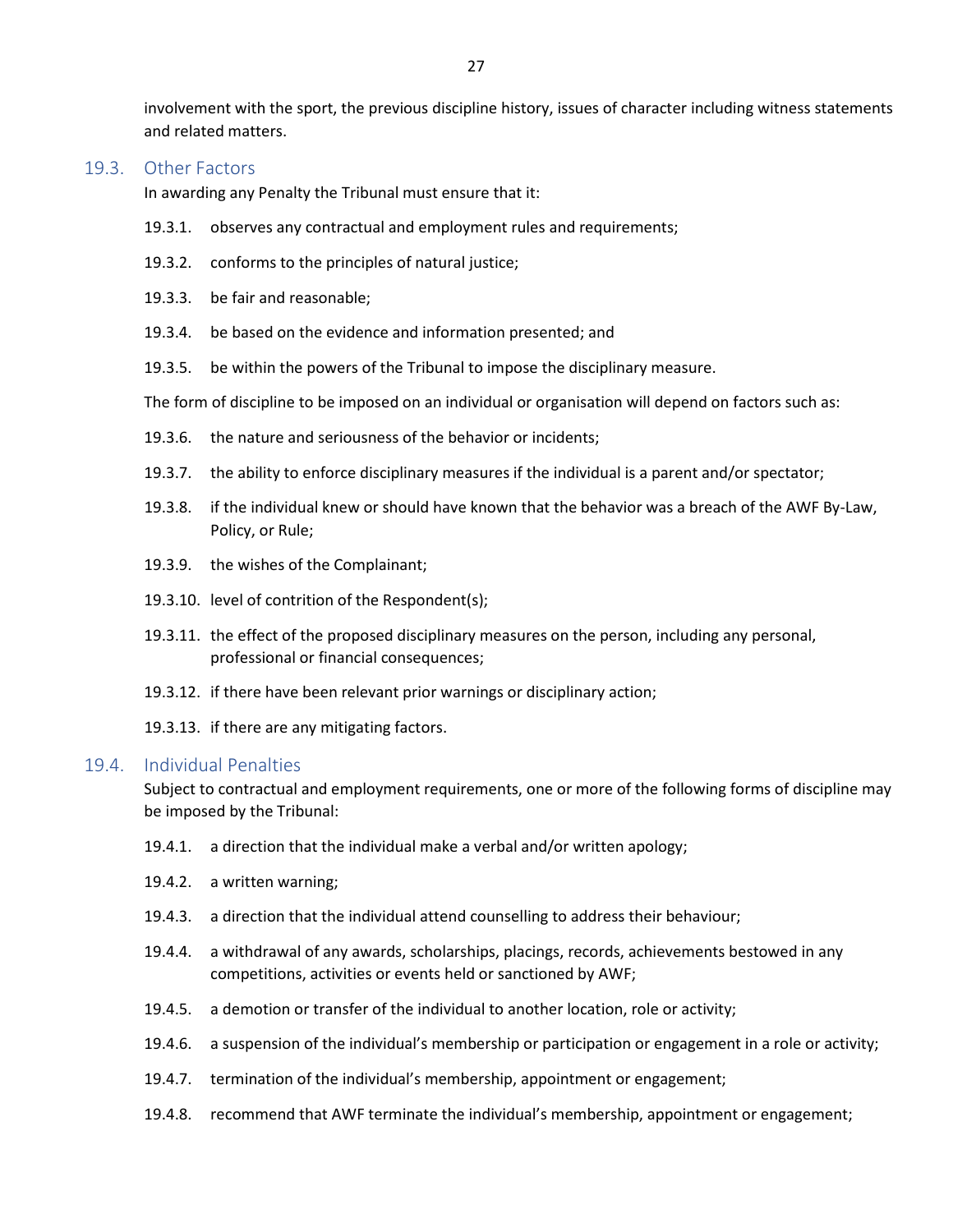involvement with the sport, the previous discipline history, issues of character including witness statements and related matters.

## 19.3. Other Factors

In awarding any Penalty the Tribunal must ensure that it:

19.3.1. observes any contractual and employment rules and requirements;

19.3.2. conforms to the principles of natural justice;

19.3.3. be fair and reasonable;

19.3.4. be based on the evidence and information presented; and

19.3.5. be within the powers of the Tribunal to impose the disciplinary measure.

The form of discipline to be imposed on an individual or organisation will depend on factors such as:

19.3.6. the nature and seriousness of the behavior or incidents;

19.3.7. the ability to enforce disciplinary measures if the individual is a parent and/or spectator;

19.3.8. if the individual knew or should have known that the behavior was a breach of the AWF By-Law, Policy, or Rule;

19.3.9. the wishes of the Complainant;

19.3.10. level of contrition of the Respondent(s);

19.3.11. the effect of the proposed disciplinary measures on the person, including any personal, professional or financial consequences;

19.3.12. if there have been relevant prior warnings or disciplinary action;

19.3.13. if there are any mitigating factors.

## 19.4. Individual Penalties

Subject to contractual and employment requirements, one or more of the following forms of discipline may be imposed by the Tribunal:

19.4.1. a direction that the individual make a verbal and/or written apology;

19.4.2. a written warning;

19.4.3. a direction that the individual attend counselling to address their behaviour;

19.4.4. a withdrawal of any awards, scholarships, placings, records, achievements bestowed in any competitions, activities or events held or sanctioned by AWF;

19.4.5. a demotion or transfer of the individual to another location, role or activity;

19.4.6. a suspension of the individual's membership or participation or engagement in a role or activity;

19.4.7. termination of the individual's membership, appointment or engagement;

19.4.8. recommend that AWF terminate the individual's membership, appointment or engagement;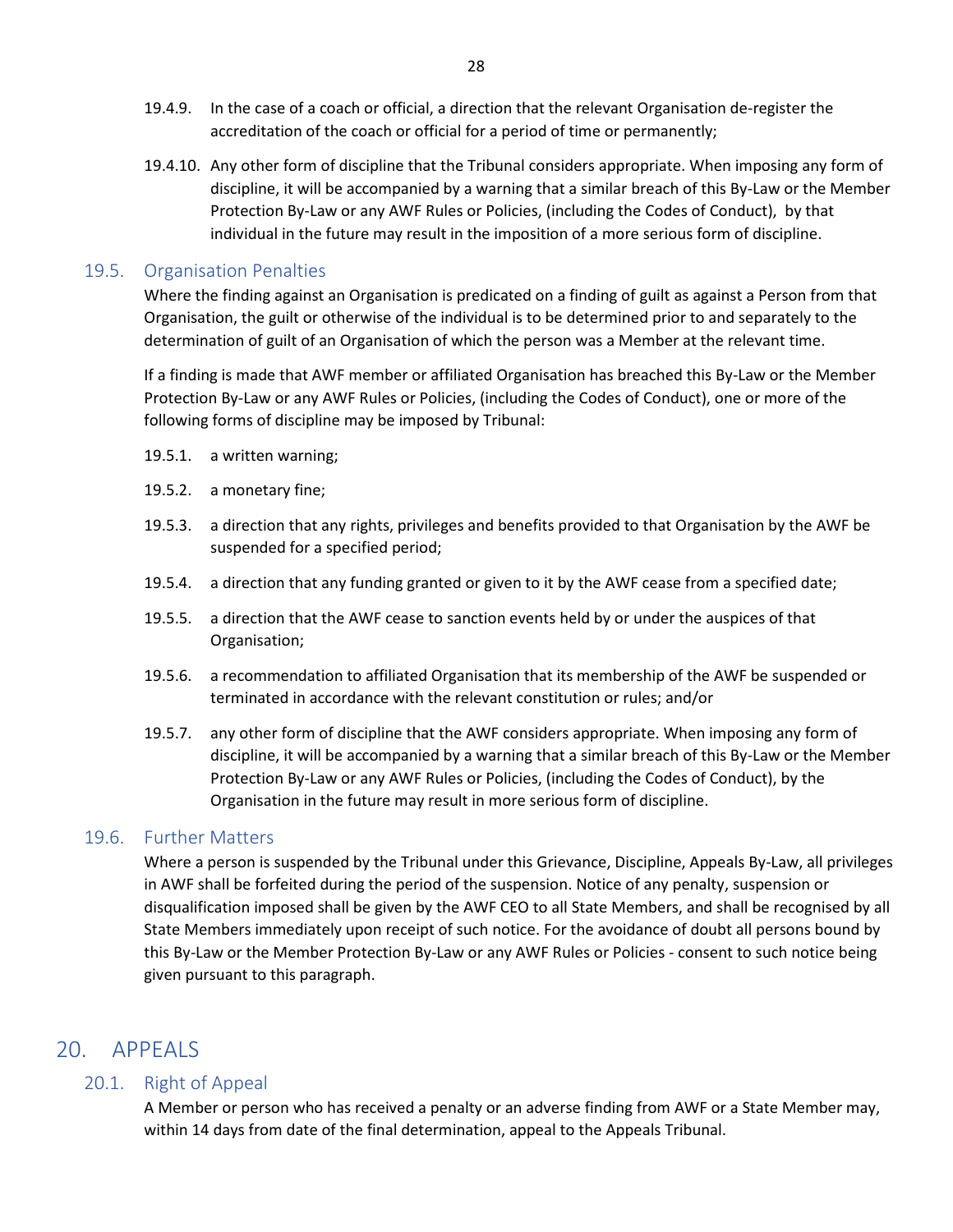19.4.9. In the case of a coach or official, a direction that the relevant Organisation de-register the accreditation of the coach or official for a period of time or permanently;

19.4.10. Any other form of discipline that the Tribunal considers appropriate. When imposing any form of discipline, it will be accompanied by a warning that a similar breach of this By-Law or the Member Protection By-Law or any AWF Rules or Policies, (including the Codes of Conduct), by that individual in the future may result in the imposition of a more serious form of discipline.

### 19.5. Organisation Penalties

Where the finding against an Organisation is predicated on a finding of guilt as against a Person from that Organisation, the guilt or otherwise of the individual is to be determined prior to and separately to the determination of guilt of an Organisation of which the person was a Member at the relevant time.

If a finding is made that AWF member or affiliated Organisation has breached this By-Law or the Member Protection By-Law or any AWF Rules or Policies, (including the Codes of Conduct), one or more of the following forms of discipline may be imposed by Tribunal:

19.5.1. a written warning;

19.5.2. a monetary fine;

19.5.3. a direction that any rights, privileges and benefits provided to that Organisation by the AWF be suspended for a specified period;

19.5.4. a direction that any funding granted or given to it by the AWF cease from a specified date;

19.5.5. a direction that the AWF cease to sanction events held by or under the auspices of that Organisation;

19.5.6. a recommendation to affiliated Organisation that its membership of the AWF be suspended or terminated in accordance with the relevant constitution or rules; and/or

19.5.7. any other form of discipline that the AWF considers appropriate. When imposing any form of discipline, it will be accompanied by a warning that a similar breach of this By-Law or the Member Protection By-Law or any AWF Rules or Policies, (including the Codes of Conduct), by the Organisation in the future may result in more serious form of discipline.

### 19.6. Further Matters

Where a person is suspended by the Tribunal under this Grievance, Discipline, Appeals By-Law, all privileges in AWF shall be forfeited during the period of the suspension. Notice of any penalty, suspension or disqualification imposed shall be given by the AWF CEO to all State Members, and shall be recognised by all State Members immediately upon receipt of such notice. For the avoidance of doubt all persons bound by this By-Law or the Member Protection By-Law or any AWF Rules or Policies - consent to such notice being given pursuant to this paragraph.

## 20. APPEALS

### 20.1. Right of Appeal

A Member or person who has received a penalty or an adverse finding from AWF or a State Member may, within 14 days from date of the final determination, appeal to the Appeals Tribunal.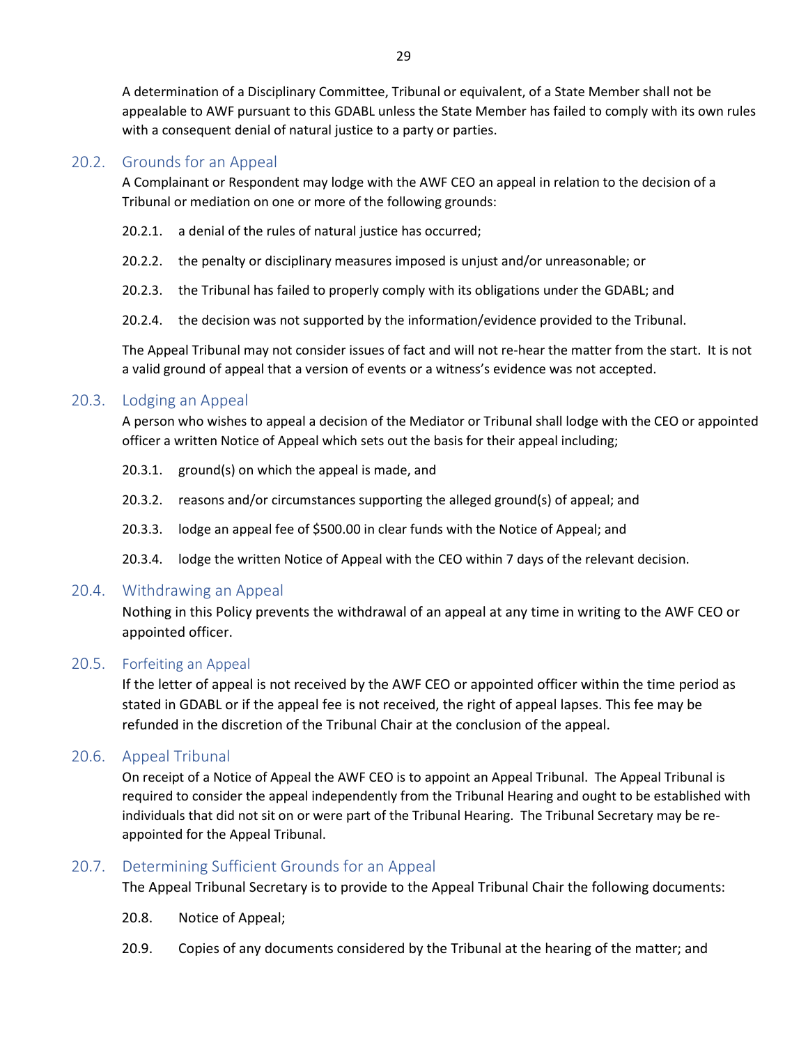A determination of a Disciplinary Committee, Tribunal or equivalent, of a State Member shall not be appealable to AWF pursuant to this GDABL unless the State Member has failed to comply with its own rules with a consequent denial of natural justice to a party or parties.

## 20.2. Grounds for an Appeal

A Complainant or Respondent may lodge with the AWF CEO an appeal in relation to the decision of a Tribunal or mediation on one or more of the following grounds:

20.2.1. a denial of the rules of natural justice has occurred;

20.2.2. the penalty or disciplinary measures imposed is unjust and/or unreasonable; or

20.2.3. the Tribunal has failed to properly comply with its obligations under the GDABL; and

20.2.4. the decision was not supported by the information/evidence provided to the Tribunal.

The Appeal Tribunal may not consider issues of fact and will not re-hear the matter from the start. It is not a valid ground of appeal that a version of events or a witness's evidence was not accepted.

## 20.3. Lodging an Appeal

A person who wishes to appeal a decision of the Mediator or Tribunal shall lodge with the CEO or appointed officer a written Notice of Appeal which sets out the basis for their appeal including;

20.3.1. ground(s) on which the appeal is made, and

20.3.2. reasons and/or circumstances supporting the alleged ground(s) of appeal; and

20.3.3. lodge an appeal fee of $500.00 in clear funds with the Notice of Appeal; and

20.3.4. lodge the written Notice of Appeal with the CEO within 7 days of the relevant decision.

## 20.4. Withdrawing an Appeal

Nothing in this Policy prevents the withdrawal of an appeal at any time in writing to the AWF CEO or appointed officer.

## 20.5. Forfeiting an Appeal

If the letter of appeal is not received by the AWF CEO or appointed officer within the time period as stated in GDABL or if the appeal fee is not received, the right of appeal lapses. This fee may be refunded in the discretion of the Tribunal Chair at the conclusion of the appeal.

## 20.6. Appeal Tribunal

On receipt of a Notice of Appeal the AWF CEO is to appoint an Appeal Tribunal. The Appeal Tribunal is required to consider the appeal independently from the Tribunal Hearing and ought to be established with individuals that did not sit on or were part of the Tribunal Hearing. The Tribunal Secretary may be re-appointed for the Appeal Tribunal.

## 20.7. Determining Sufficient Grounds for an Appeal

The Appeal Tribunal Secretary is to provide to the Appeal Tribunal Chair the following documents:

20.8. Notice of Appeal;

20.9. Copies of any documents considered by the Tribunal at the hearing of the matter; and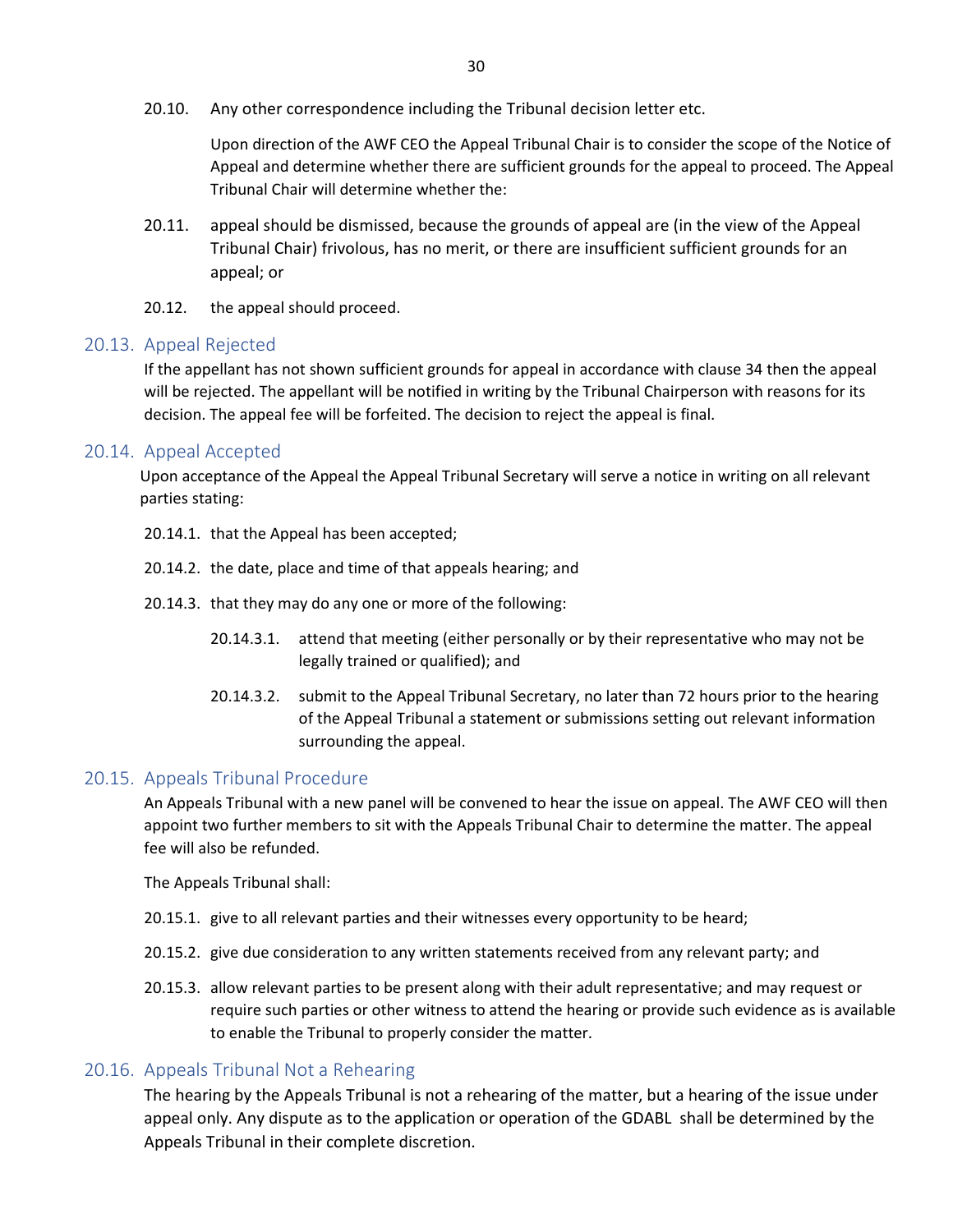20.10. Any other correspondence including the Tribunal decision letter etc.

Upon direction of the AWF CEO the Appeal Tribunal Chair is to consider the scope of the Notice of Appeal and determine whether there are sufficient grounds for the appeal to proceed. The Appeal Tribunal Chair will determine whether the:

20.11. appeal should be dismissed, because the grounds of appeal are (in the view of the Appeal Tribunal Chair) frivolous, has no merit, or there are insufficient sufficient grounds for an appeal; or

20.12. the appeal should proceed.

## 20.13. Appeal Rejected

If the appellant has not shown sufficient grounds for appeal in accordance with clause 34 then the appeal will be rejected. The appellant will be notified in writing by the Tribunal Chairperson with reasons for its decision. The appeal fee will be forfeited. The decision to reject the appeal is final.

## 20.14. Appeal Accepted

Upon acceptance of the Appeal the Appeal Tribunal Secretary will serve a notice in writing on all relevant parties stating:

20.14.1. that the Appeal has been accepted;

20.14.2. the date, place and time of that appeals hearing; and

20.14.3. that they may do any one or more of the following:

20.14.3.1. attend that meeting (either personally or by their representative who may not be legally trained or qualified); and

20.14.3.2. submit to the Appeal Tribunal Secretary, no later than 72 hours prior to the hearing of the Appeal Tribunal a statement or submissions setting out relevant information surrounding the appeal.

## 20.15. Appeals Tribunal Procedure

An Appeals Tribunal with a new panel will be convened to hear the issue on appeal. The AWF CEO will then appoint two further members to sit with the Appeals Tribunal Chair to determine the matter. The appeal fee will also be refunded.

The Appeals Tribunal shall:

20.15.1. give to all relevant parties and their witnesses every opportunity to be heard;

20.15.2. give due consideration to any written statements received from any relevant party; and

20.15.3. allow relevant parties to be present along with their adult representative; and may request or require such parties or other witness to attend the hearing or provide such evidence as is available to enable the Tribunal to properly consider the matter.

## 20.16. Appeals Tribunal Not a Rehearing

The hearing by the Appeals Tribunal is not a rehearing of the matter, but a hearing of the issue under appeal only. Any dispute as to the application or operation of the GDABL shall be determined by the Appeals Tribunal in their complete discretion.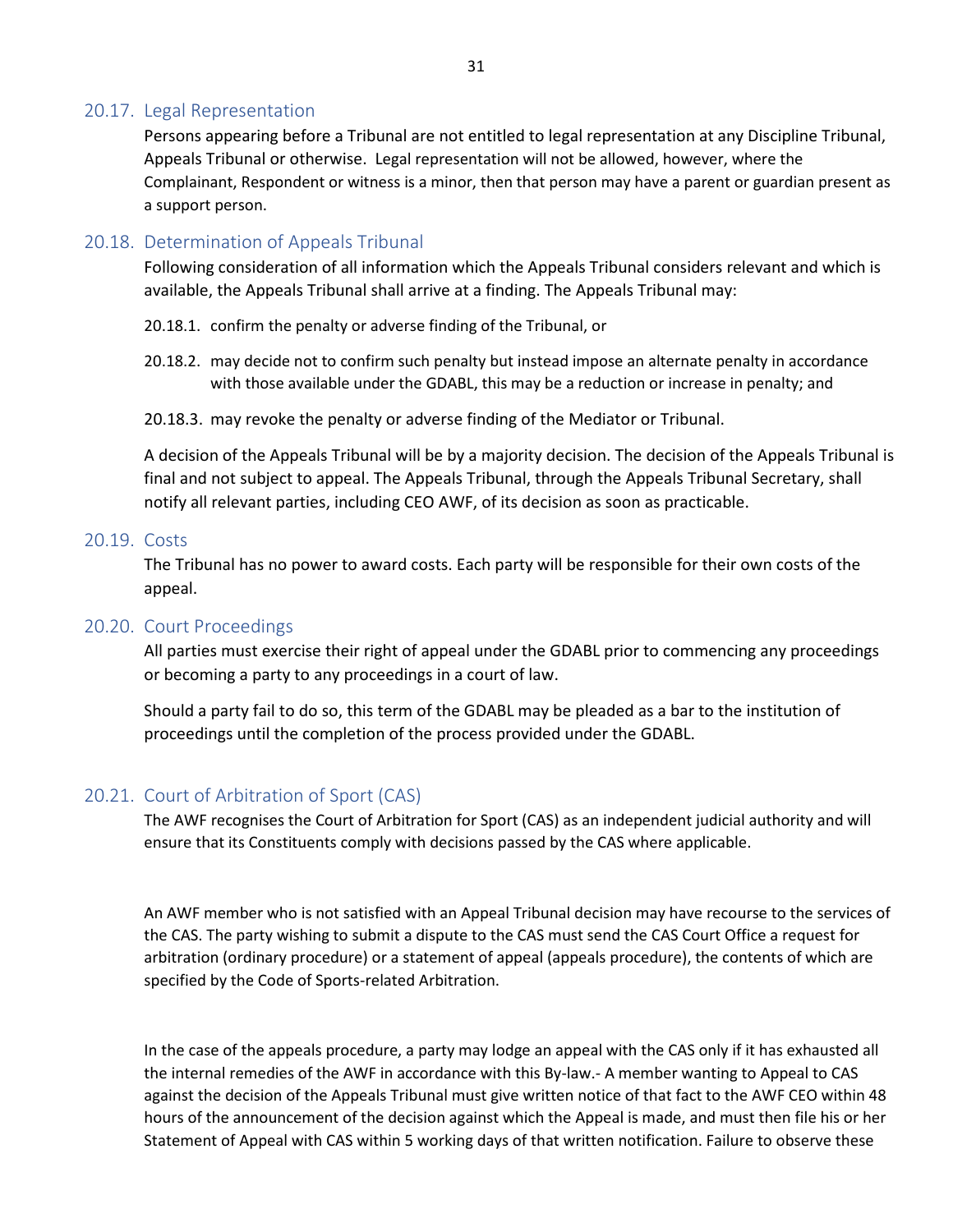## 20.17. Legal Representation

Persons appearing before a Tribunal are not entitled to legal representation at any Discipline Tribunal, Appeals Tribunal or otherwise. Legal representation will not be allowed, however, where the Complainant, Respondent or witness is a minor, then that person may have a parent or guardian present as a support person.

## 20.18. Determination of Appeals Tribunal

Following consideration of all information which the Appeals Tribunal considers relevant and which is available, the Appeals Tribunal shall arrive at a finding. The Appeals Tribunal may:

20.18.1. confirm the penalty or adverse finding of the Tribunal, or

20.18.2. may decide not to confirm such penalty but instead impose an alternate penalty in accordance with those available under the GDABL, this may be a reduction or increase in penalty; and

20.18.3. may revoke the penalty or adverse finding of the Mediator or Tribunal.

A decision of the Appeals Tribunal will be by a majority decision. The decision of the Appeals Tribunal is final and not subject to appeal. The Appeals Tribunal, through the Appeals Tribunal Secretary, shall notify all relevant parties, including CEO AWF, of its decision as soon as practicable.

## 20.19. Costs

The Tribunal has no power to award costs. Each party will be responsible for their own costs of the appeal.

## 20.20. Court Proceedings

All parties must exercise their right of appeal under the GDABL prior to commencing any proceedings or becoming a party to any proceedings in a court of law.

Should a party fail to do so, this term of the GDABL may be pleaded as a bar to the institution of proceedings until the completion of the process provided under the GDABL.

## 20.21. Court of Arbitration of Sport (CAS)

The AWF recognises the Court of Arbitration for Sport (CAS) as an independent judicial authority and will ensure that its Constituents comply with decisions passed by the CAS where applicable.

An AWF member who is not satisfied with an Appeal Tribunal decision may have recourse to the services of the CAS. The party wishing to submit a dispute to the CAS must send the CAS Court Office a request for arbitration (ordinary procedure) or a statement of appeal (appeals procedure), the contents of which are specified by the Code of Sports-related Arbitration.

In the case of the appeals procedure, a party may lodge an appeal with the CAS only if it has exhausted all the internal remedies of the AWF in accordance with this By-law.- A member wanting to Appeal to CAS against the decision of the Appeals Tribunal must give written notice of that fact to the AWF CEO within 48 hours of the announcement of the decision against which the Appeal is made, and must then file his or her Statement of Appeal with CAS within 5 working days of that written notification. Failure to observe these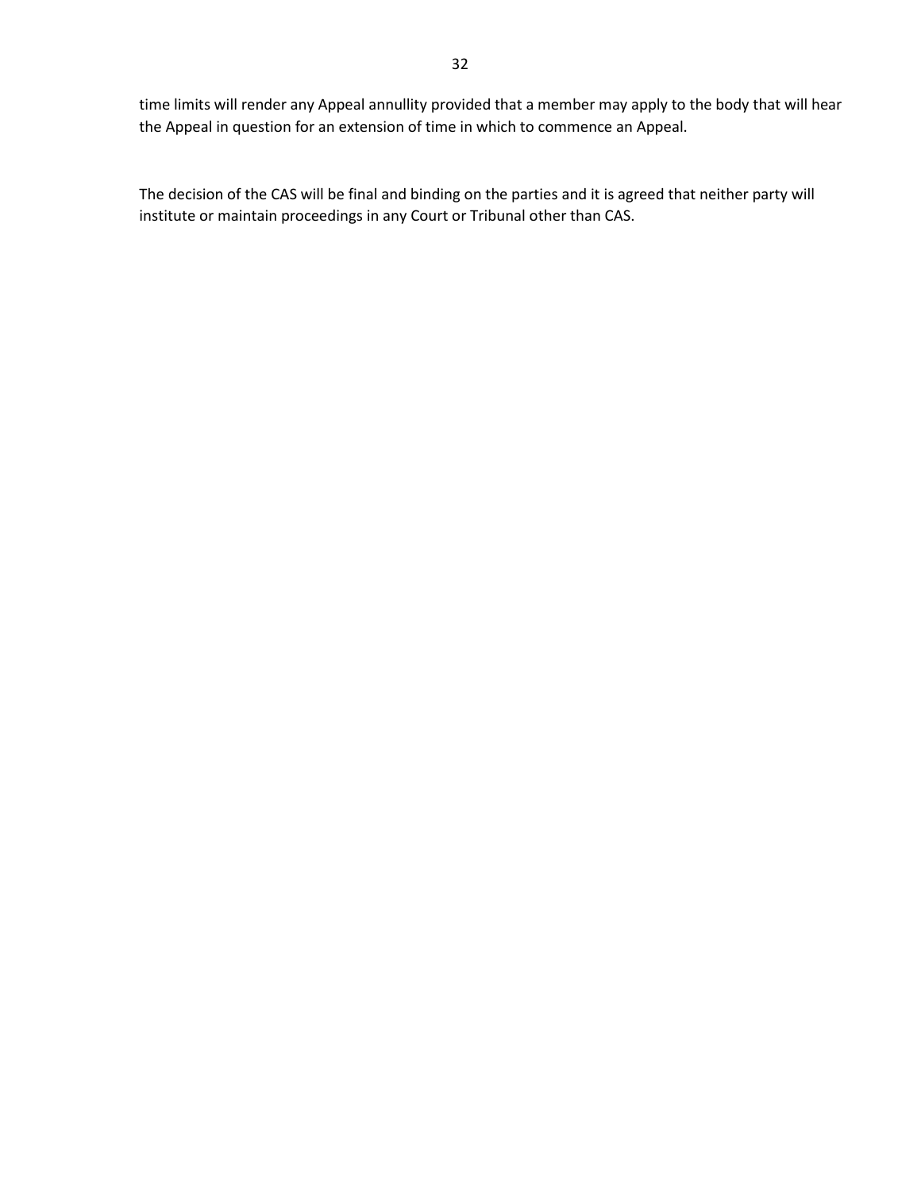time limits will render any Appeal annullity provided that a member may apply to the body that will hear the Appeal in question for an extension of time in which to commence an Appeal.

The decision of the CAS will be final and binding on the parties and it is agreed that neither party will institute or maintain proceedings in any Court or Tribunal other than CAS.